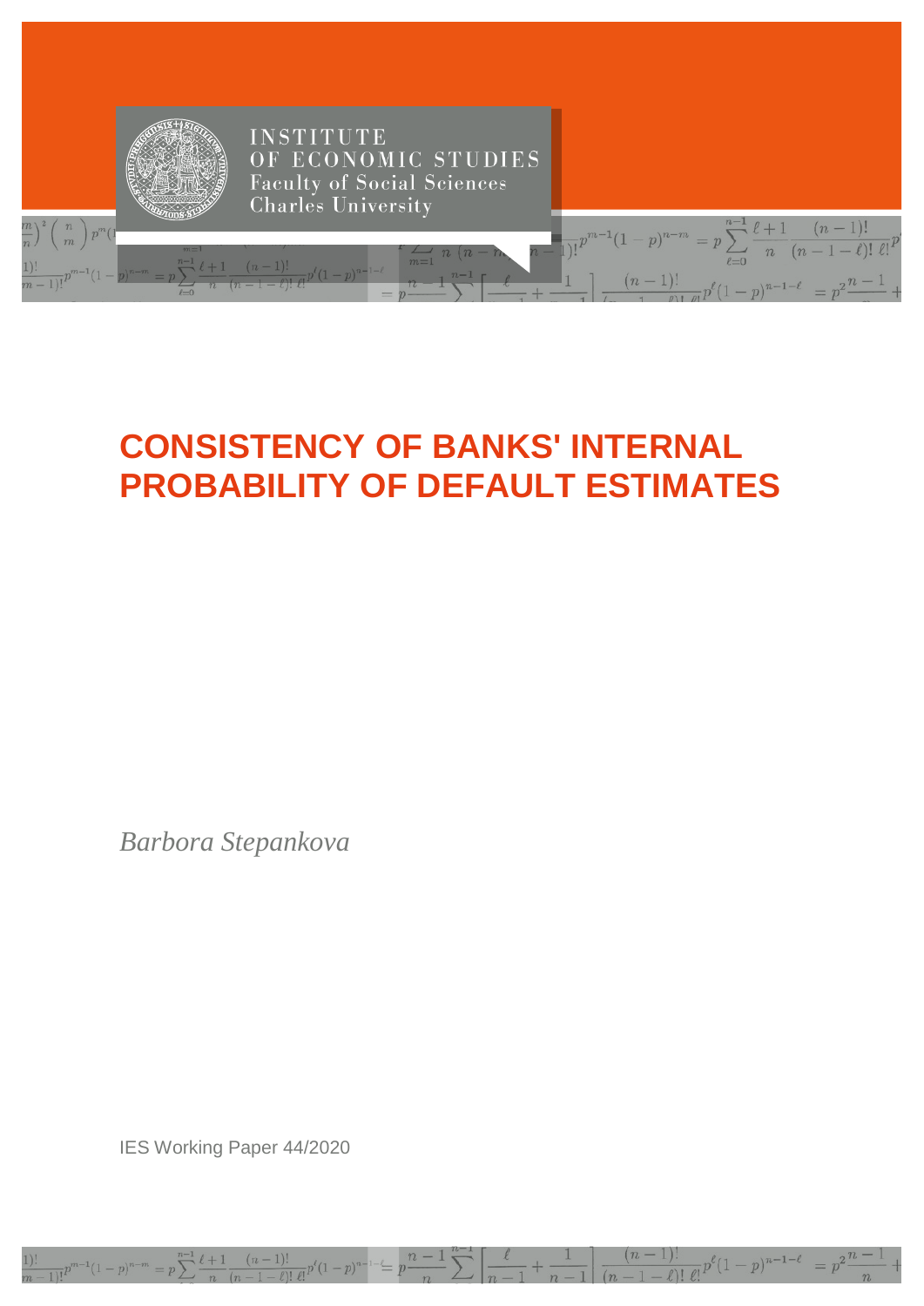INSTITUTE
OF ECONOMIC STUDIES
Faculty of Social Sciences
Charles University

# CONSISTENCY OF BANKS' INTERNAL PROBABILITY OF DEFAULT ESTIMATES

*Barbora Stepankova*

IES Working Paper 44/2020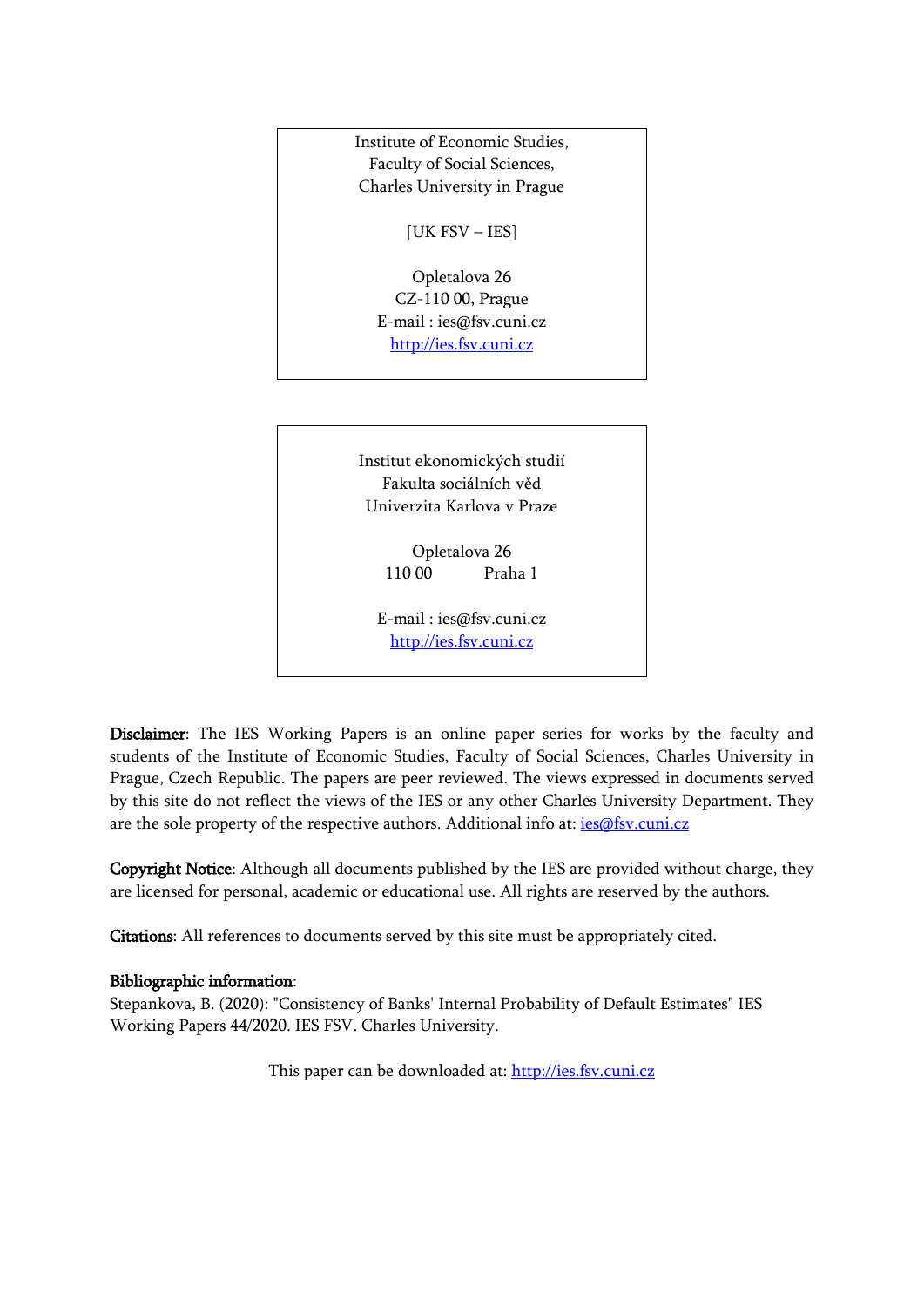Institute of Economic Studies,
Faculty of Social Sciences,
Charles University in Prague

[UK FSV – IES]

Opletalova 26
CZ-110 00, Prague
E-mail : ies@fsv.cuni.cz
http://ies.fsv.cuni.cz

Institut ekonomických studií
Fakulta sociálních věd
Univerzita Karlova v Praze

Opletalova 26
110 00 Praha 1

E-mail : ies@fsv.cuni.cz
http://ies.fsv.cuni.cz

**Disclaimer**: The IES Working Papers is an online paper series for works by the faculty and students of the Institute of Economic Studies, Faculty of Social Sciences, Charles University in Prague, Czech Republic. The papers are peer reviewed. The views expressed in documents served by this site do not reflect the views of the IES or any other Charles University Department. They are the sole property of the respective authors. Additional info at: ies@fsv.cuni.cz

**Copyright Notice**: Although all documents published by the IES are provided without charge, they are licensed for personal, academic or educational use. All rights are reserved by the authors.

**Citations**: All references to documents served by this site must be appropriately cited.

**Bibliographic information**:
Stepankova, B. (2020): "Consistency of Banks' Internal Probability of Default Estimates" IES Working Papers 44/2020. IES FSV. Charles University.

This paper can be downloaded at: http://ies.fsv.cuni.cz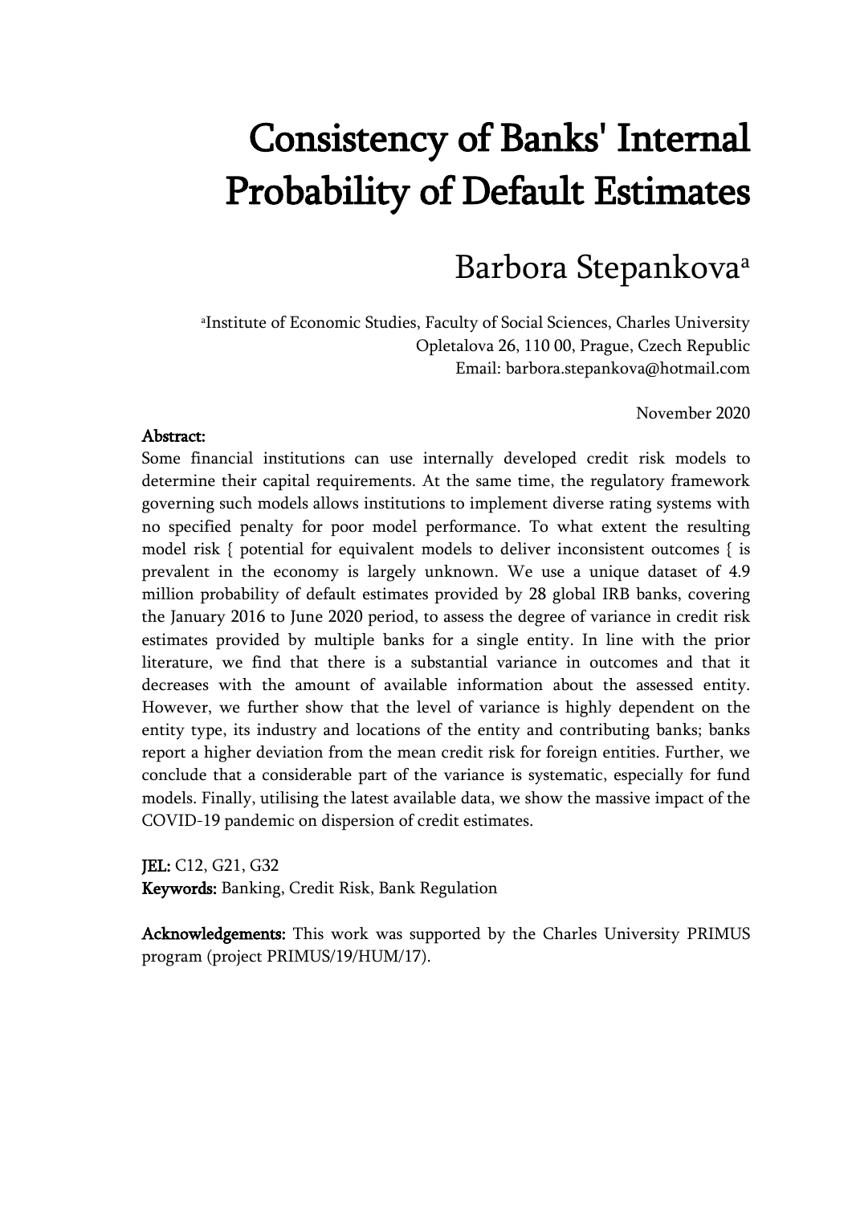# Consistency of Banks' Internal Probability of Default Estimates

## Barbora Stepankova[a]

[a]Institute of Economic Studies, Faculty of Social Sciences, Charles University
Opletalova 26, 110 00, Prague, Czech Republic
Email: barbora.stepankova@hotmail.com

November 2020

**Abstract:**

Some financial institutions can use internally developed credit risk models to determine their capital requirements. At the same time, the regulatory framework governing such models allows institutions to implement diverse rating systems with no specified penalty for poor model performance. To what extent the resulting model risk { potential for equivalent models to deliver inconsistent outcomes { is prevalent in the economy is largely unknown. We use a unique dataset of 4.9 million probability of default estimates provided by 28 global IRB banks, covering the January 2016 to June 2020 period, to assess the degree of variance in credit risk estimates provided by multiple banks for a single entity. In line with the prior literature, we find that there is a substantial variance in outcomes and that it decreases with the amount of available information about the assessed entity. However, we further show that the level of variance is highly dependent on the entity type, its industry and locations of the entity and contributing banks; banks report a higher deviation from the mean credit risk for foreign entities. Further, we conclude that a considerable part of the variance is systematic, especially for fund models. Finally, utilising the latest available data, we show the massive impact of the COVID-19 pandemic on dispersion of credit estimates.

**JEL:** C12, G21, G32
**Keywords:** Banking, Credit Risk, Bank Regulation

**Acknowledgements:** This work was supported by the Charles University PRIMUS program (project PRIMUS/19/HUM/17).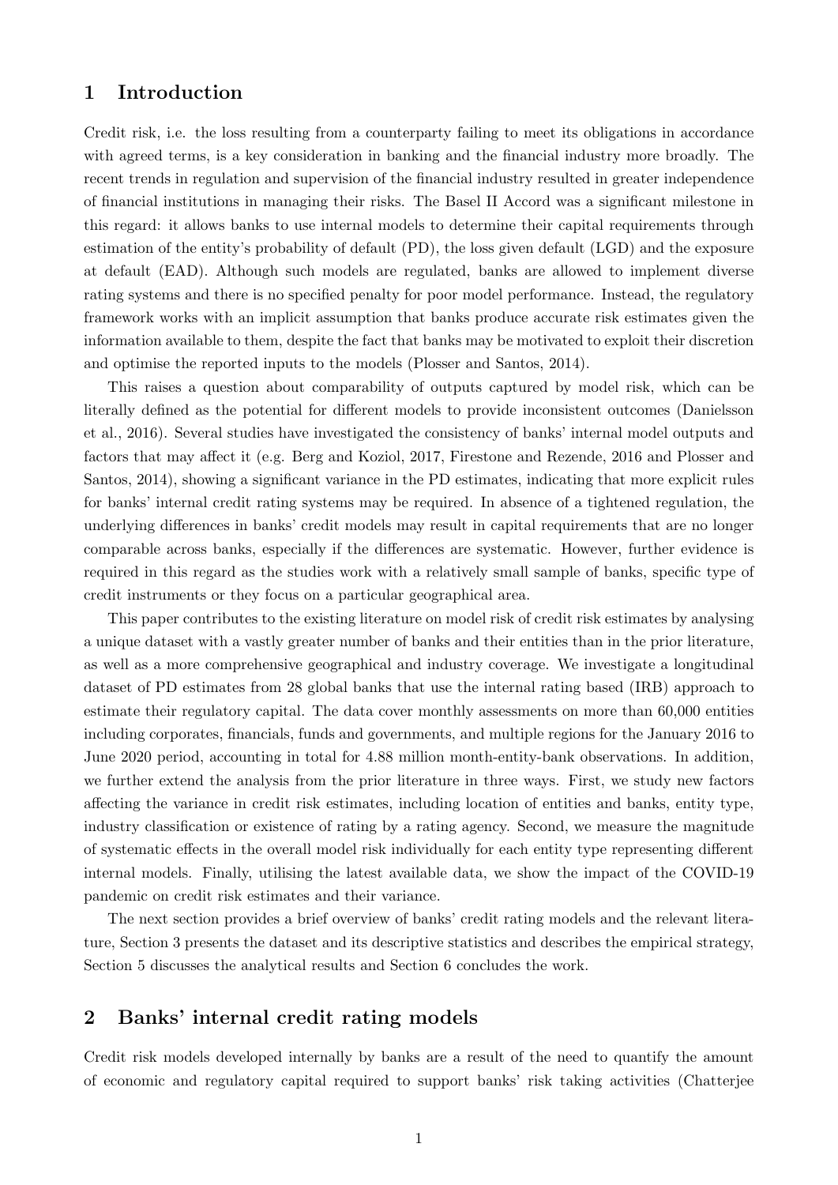## 1 Introduction

Credit risk, i.e. the loss resulting from a counterparty failing to meet its obligations in accordance with agreed terms, is a key consideration in banking and the financial industry more broadly. The recent trends in regulation and supervision of the financial industry resulted in greater independence of financial institutions in managing their risks. The Basel II Accord was a significant milestone in this regard: it allows banks to use internal models to determine their capital requirements through estimation of the entity's probability of default (PD), the loss given default (LGD) and the exposure at default (EAD). Although such models are regulated, banks are allowed to implement diverse rating systems and there is no specified penalty for poor model performance. Instead, the regulatory framework works with an implicit assumption that banks produce accurate risk estimates given the information available to them, despite the fact that banks may be motivated to exploit their discretion and optimise the reported inputs to the models (Plosser and Santos, 2014).

This raises a question about comparability of outputs captured by model risk, which can be literally defined as the potential for different models to provide inconsistent outcomes (Danielsson et al., 2016). Several studies have investigated the consistency of banks' internal model outputs and factors that may affect it (e.g. Berg and Koziol, 2017, Firestone and Rezende, 2016 and Plosser and Santos, 2014), showing a significant variance in the PD estimates, indicating that more explicit rules for banks' internal credit rating systems may be required. In absence of a tightened regulation, the underlying differences in banks' credit models may result in capital requirements that are no longer comparable across banks, especially if the differences are systematic. However, further evidence is required in this regard as the studies work with a relatively small sample of banks, specific type of credit instruments or they focus on a particular geographical area.

This paper contributes to the existing literature on model risk of credit risk estimates by analysing a unique dataset with a vastly greater number of banks and their entities than in the prior literature, as well as a more comprehensive geographical and industry coverage. We investigate a longitudinal dataset of PD estimates from 28 global banks that use the internal rating based (IRB) approach to estimate their regulatory capital. The data cover monthly assessments on more than 60,000 entities including corporates, financials, funds and governments, and multiple regions for the January 2016 to June 2020 period, accounting in total for 4.88 million month-entity-bank observations. In addition, we further extend the analysis from the prior literature in three ways. First, we study new factors affecting the variance in credit risk estimates, including location of entities and banks, entity type, industry classification or existence of rating by a rating agency. Second, we measure the magnitude of systematic effects in the overall model risk individually for each entity type representing different internal models. Finally, utilising the latest available data, we show the impact of the COVID-19 pandemic on credit risk estimates and their variance.

The next section provides a brief overview of banks' credit rating models and the relevant literature, Section 3 presents the dataset and its descriptive statistics and describes the empirical strategy, Section 5 discusses the analytical results and Section 6 concludes the work.

## 2 Banks' internal credit rating models

Credit risk models developed internally by banks are a result of the need to quantify the amount of economic and regulatory capital required to support banks' risk taking activities (Chatterjee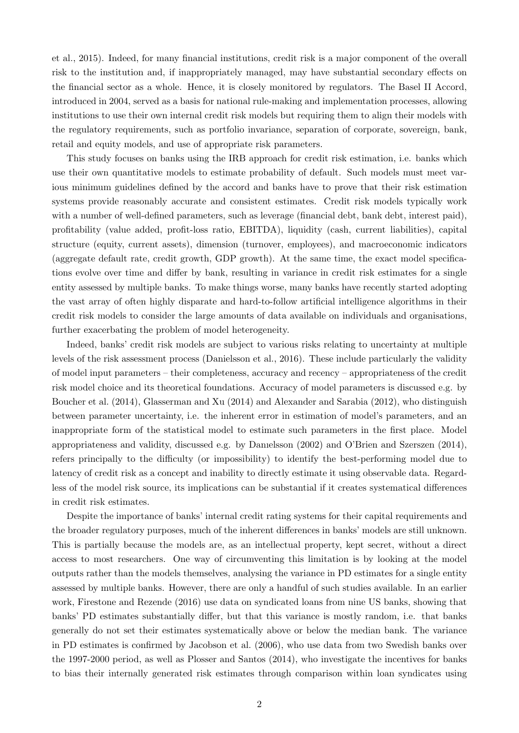et al., 2015). Indeed, for many financial institutions, credit risk is a major component of the overall risk to the institution and, if inappropriately managed, may have substantial secondary effects on the financial sector as a whole. Hence, it is closely monitored by regulators. The Basel II Accord, introduced in 2004, served as a basis for national rule-making and implementation processes, allowing institutions to use their own internal credit risk models but requiring them to align their models with the regulatory requirements, such as portfolio invariance, separation of corporate, sovereign, bank, retail and equity models, and use of appropriate risk parameters.

This study focuses on banks using the IRB approach for credit risk estimation, i.e. banks which use their own quantitative models to estimate probability of default. Such models must meet various minimum guidelines defined by the accord and banks have to prove that their risk estimation systems provide reasonably accurate and consistent estimates. Credit risk models typically work with a number of well-defined parameters, such as leverage (financial debt, bank debt, interest paid), profitability (value added, profit-loss ratio, EBITDA), liquidity (cash, current liabilities), capital structure (equity, current assets), dimension (turnover, employees), and macroeconomic indicators (aggregate default rate, credit growth, GDP growth). At the same time, the exact model specifications evolve over time and differ by bank, resulting in variance in credit risk estimates for a single entity assessed by multiple banks. To make things worse, many banks have recently started adopting the vast array of often highly disparate and hard-to-follow artificial intelligence algorithms in their credit risk models to consider the large amounts of data available on individuals and organisations, further exacerbating the problem of model heterogeneity.

Indeed, banks' credit risk models are subject to various risks relating to uncertainty at multiple levels of the risk assessment process (Danielsson et al., 2016). These include particularly the validity of model input parameters – their completeness, accuracy and recency – appropriateness of the credit risk model choice and its theoretical foundations. Accuracy of model parameters is discussed e.g. by Boucher et al. (2014), Glasserman and Xu (2014) and Alexander and Sarabia (2012), who distinguish between parameter uncertainty, i.e. the inherent error in estimation of model's parameters, and an inappropriate form of the statistical model to estimate such parameters in the first place. Model appropriateness and validity, discussed e.g. by Danıelsson (2002) and O'Brien and Szerszen (2014), refers principally to the difficulty (or impossibility) to identify the best-performing model due to latency of credit risk as a concept and inability to directly estimate it using observable data. Regardless of the model risk source, its implications can be substantial if it creates systematical differences in credit risk estimates.

Despite the importance of banks' internal credit rating systems for their capital requirements and the broader regulatory purposes, much of the inherent differences in banks' models are still unknown. This is partially because the models are, as an intellectual property, kept secret, without a direct access to most researchers. One way of circumventing this limitation is by looking at the model outputs rather than the models themselves, analysing the variance in PD estimates for a single entity assessed by multiple banks. However, there are only a handful of such studies available. In an earlier work, Firestone and Rezende (2016) use data on syndicated loans from nine US banks, showing that banks' PD estimates substantially differ, but that this variance is mostly random, i.e. that banks generally do not set their estimates systematically above or below the median bank. The variance in PD estimates is confirmed by Jacobson et al. (2006), who use data from two Swedish banks over the 1997-2000 period, as well as Plosser and Santos (2014), who investigate the incentives for banks to bias their internally generated risk estimates through comparison within loan syndicates using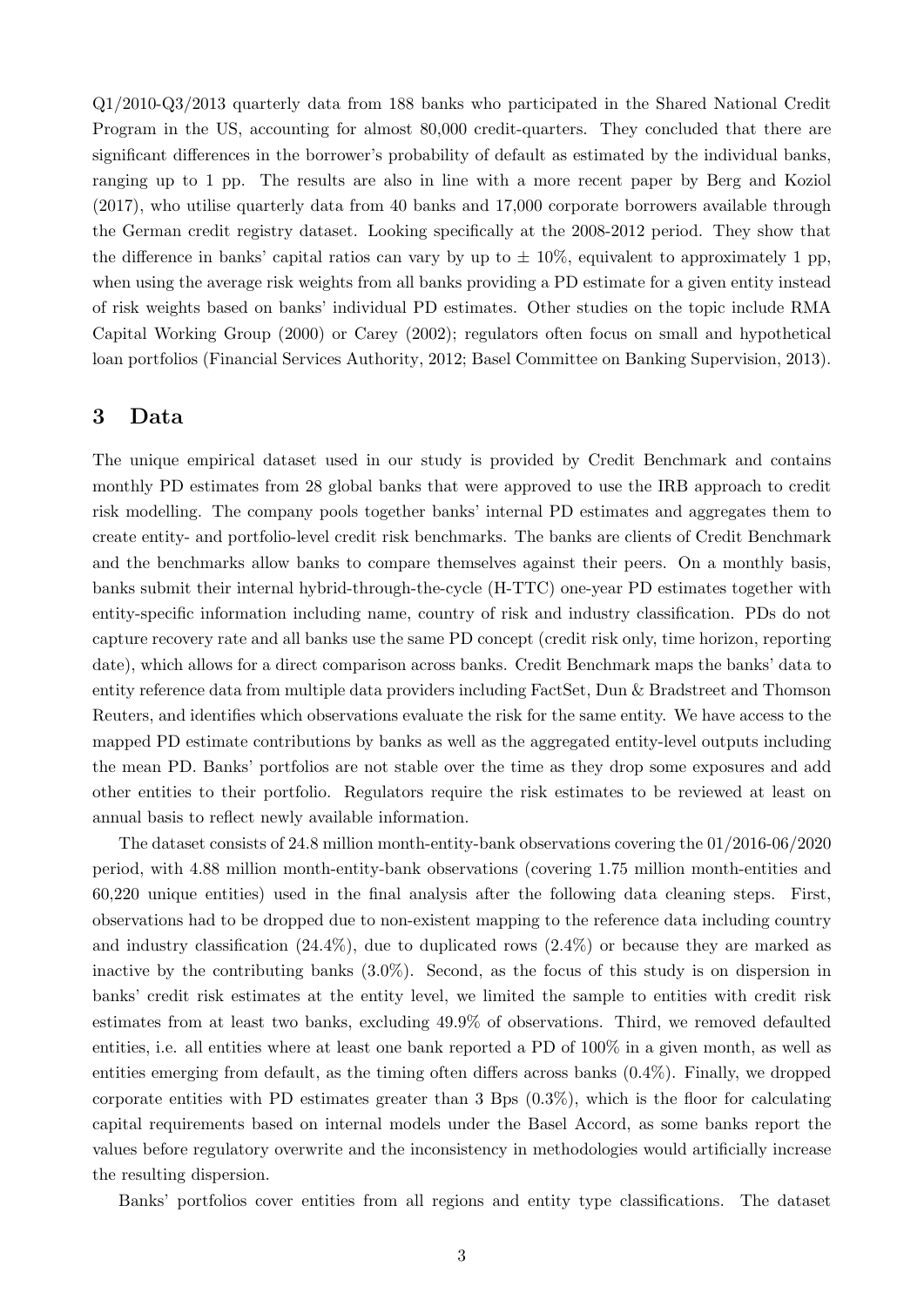Q1/2010-Q3/2013 quarterly data from 188 banks who participated in the Shared National Credit Program in the US, accounting for almost 80,000 credit-quarters. They concluded that there are significant differences in the borrower's probability of default as estimated by the individual banks, ranging up to 1 pp. The results are also in line with a more recent paper by Berg and Koziol (2017), who utilise quarterly data from 40 banks and 17,000 corporate borrowers available through the German credit registry dataset. Looking specifically at the 2008-2012 period. They show that the difference in banks' capital ratios can vary by up to $\pm$ 10%, equivalent to approximately 1 pp, when using the average risk weights from all banks providing a PD estimate for a given entity instead of risk weights based on banks' individual PD estimates. Other studies on the topic include RMA Capital Working Group (2000) or Carey (2002); regulators often focus on small and hypothetical loan portfolios (Financial Services Authority, 2012; Basel Committee on Banking Supervision, 2013).

## 3 Data

The unique empirical dataset used in our study is provided by Credit Benchmark and contains monthly PD estimates from 28 global banks that were approved to use the IRB approach to credit risk modelling. The company pools together banks' internal PD estimates and aggregates them to create entity- and portfolio-level credit risk benchmarks. The banks are clients of Credit Benchmark and the benchmarks allow banks to compare themselves against their peers. On a monthly basis, banks submit their internal hybrid-through-the-cycle (H-TTC) one-year PD estimates together with entity-specific information including name, country of risk and industry classification. PDs do not capture recovery rate and all banks use the same PD concept (credit risk only, time horizon, reporting date), which allows for a direct comparison across banks. Credit Benchmark maps the banks' data to entity reference data from multiple data providers including FactSet, Dun & Bradstreet and Thomson Reuters, and identifies which observations evaluate the risk for the same entity. We have access to the mapped PD estimate contributions by banks as well as the aggregated entity-level outputs including the mean PD. Banks' portfolios are not stable over the time as they drop some exposures and add other entities to their portfolio. Regulators require the risk estimates to be reviewed at least on annual basis to reflect newly available information.

The dataset consists of 24.8 million month-entity-bank observations covering the 01/2016-06/2020 period, with 4.88 million month-entity-bank observations (covering 1.75 million month-entities and 60,220 unique entities) used in the final analysis after the following data cleaning steps. First, observations had to be dropped due to non-existent mapping to the reference data including country and industry classification (24.4%), due to duplicated rows (2.4%) or because they are marked as inactive by the contributing banks (3.0%). Second, as the focus of this study is on dispersion in banks' credit risk estimates at the entity level, we limited the sample to entities with credit risk estimates from at least two banks, excluding 49.9% of observations. Third, we removed defaulted entities, i.e. all entities where at least one bank reported a PD of 100% in a given month, as well as entities emerging from default, as the timing often differs across banks (0.4%). Finally, we dropped corporate entities with PD estimates greater than 3 Bps (0.3%), which is the floor for calculating capital requirements based on internal models under the Basel Accord, as some banks report the values before regulatory overwrite and the inconsistency in methodologies would artificially increase the resulting dispersion.

Banks' portfolios cover entities from all regions and entity type classifications. The dataset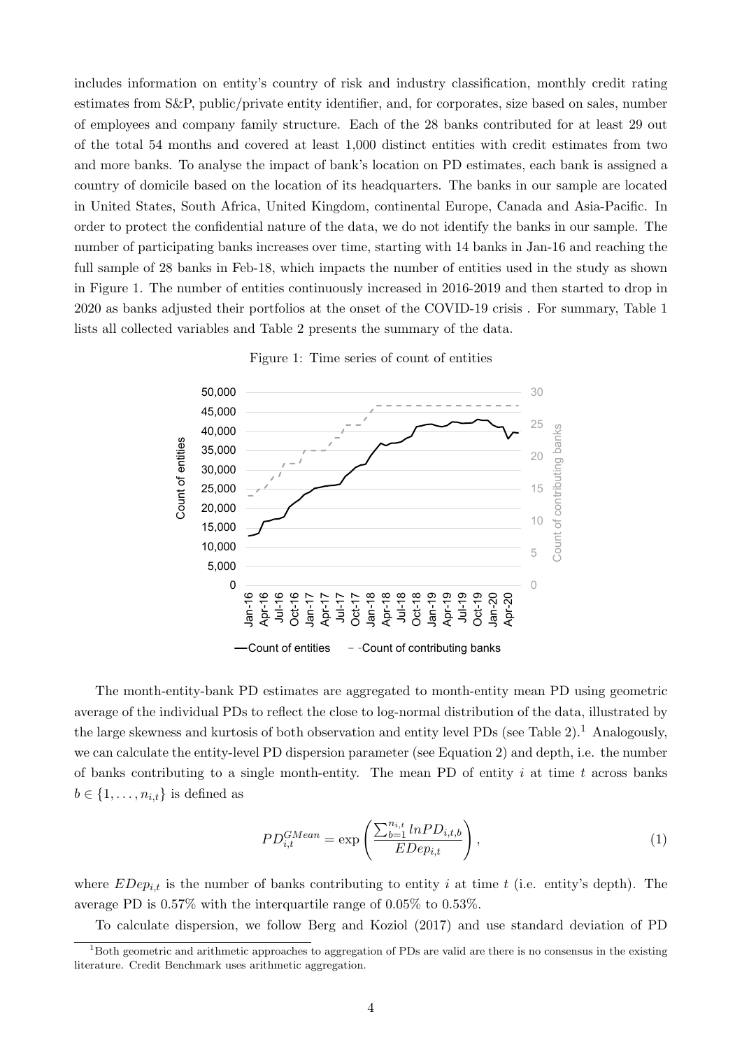includes information on entity's country of risk and industry classification, monthly credit rating estimates from S&P, public/private entity identifier, and, for corporates, size based on sales, number of employees and company family structure. Each of the 28 banks contributed for at least 29 out of the total 54 months and covered at least 1,000 distinct entities with credit estimates from two and more banks. To analyse the impact of bank's location on PD estimates, each bank is assigned a country of domicile based on the location of its headquarters. The banks in our sample are located in United States, South Africa, United Kingdom, continental Europe, Canada and Asia-Pacific. In order to protect the confidential nature of the data, we do not identify the banks in our sample. The number of participating banks increases over time, starting with 14 banks in Jan-16 and reaching the full sample of 28 banks in Feb-18, which impacts the number of entities used in the study as shown in Figure 1. The number of entities continuously increased in 2016-2019 and then started to drop in 2020 as banks adjusted their portfolios at the onset of the COVID-19 crisis . For summary, Table 1 lists all collected variables and Table 2 presents the summary of the data.

Figure 1: Time series of count of entities

The month-entity-bank PD estimates are aggregated to month-entity mean PD using geometric average of the individual PDs to reflect the close to log-normal distribution of the data, illustrated by the large skewness and kurtosis of both observation and entity level PDs (see Table 2).[1] Analogously, we can calculate the entity-level PD dispersion parameter (see Equation 2) and depth, i.e. the number of banks contributing to a single month-entity. The mean PD of entity $i$ at time $t$ across banks $b \in \{1, \ldots, n_{i,t}\}$ is defined as

$$PD_{i,t}^{GMean} = \exp\left(\frac{\sum_{b=1}^{n_{i,t}} lnPD_{i,t,b}}{EDep_{i,t}}\right), \tag{1}$$

where $EDep_{i,t}$ is the number of banks contributing to entity $i$ at time $t$ (i.e. entity's depth). The average PD is 0.57% with the interquartile range of 0.05% to 0.53%.

To calculate dispersion, we follow Berg and Koziol (2017) and use standard deviation of PD

[1] Both geometric and arithmetic approaches to aggregation of PDs are valid are there is no consensus in the existing literature. Credit Benchmark uses arithmetic aggregation.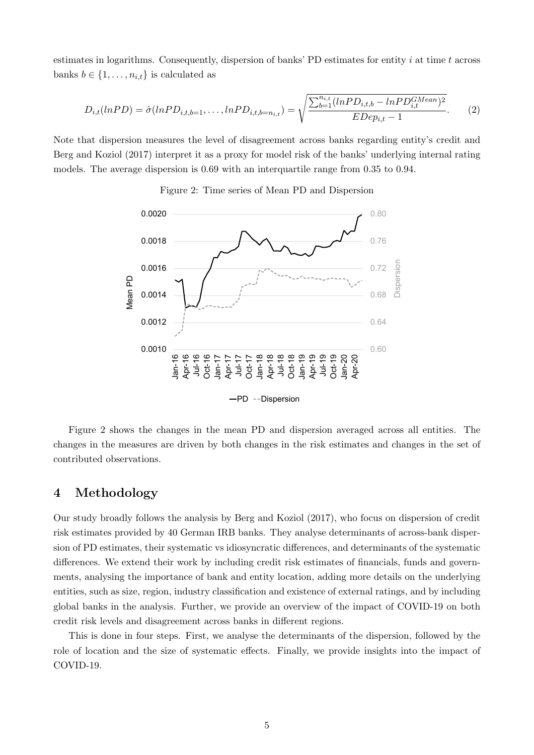estimates in logarithms. Consequently, dispersion of banks' PD estimates for entity $i$ at time $t$ across banks $b \in \{1, \ldots, n_{i,t}\}$ is calculated as

$$D_{i,t}(lnPD) = \hat{\sigma}(lnPD_{i,t,b=1}, \ldots, lnPD_{i,t,b=n_{i,t}}) = \sqrt{\frac{\sum_{b=1}^{n_{i,t}}(lnPD_{i,t,b} - lnPD_{i,t}^{GMean})^2}{EDep_{i,t} - 1}}. \quad (2)$$

Note that dispersion measures the level of disagreement across banks regarding entity's credit and Berg and Koziol (2017) interpret it as a proxy for model risk of the banks' underlying internal rating models. The average dispersion is 0.69 with an interquartile range from 0.35 to 0.94.

Figure 2: Time series of Mean PD and Dispersion

Figure 2 shows the changes in the mean PD and dispersion averaged across all entities. The changes in the measures are driven by both changes in the risk estimates and changes in the set of contributed observations.

# 4 Methodology

Our study broadly follows the analysis by Berg and Koziol (2017), who focus on dispersion of credit risk estimates provided by 40 German IRB banks. They analyse determinants of across-bank dispersion of PD estimates, their systematic vs idiosyncratic differences, and determinants of the systematic differences. We extend their work by including credit risk estimates of financials, funds and governments, analysing the importance of bank and entity location, adding more details on the underlying entities, such as size, region, industry classification and existence of external ratings, and by including global banks in the analysis. Further, we provide an overview of the impact of COVID-19 on both credit risk levels and disagreement across banks in different regions.

This is done in four steps. First, we analyse the determinants of the dispersion, followed by the role of location and the size of systematic effects. Finally, we provide insights into the impact of COVID-19.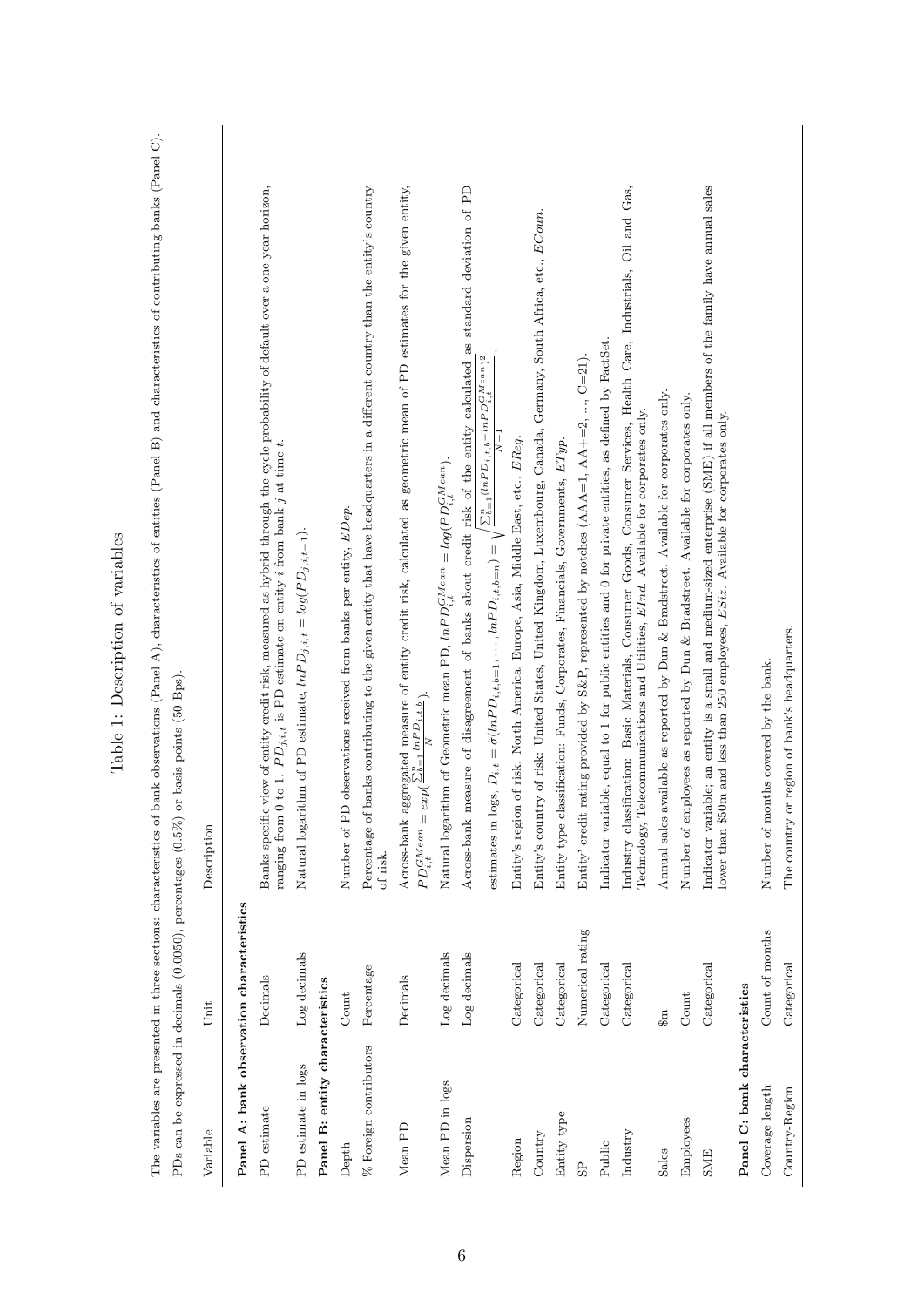# Table 1: Description of variables

The variables are presented in three sections: characteristics of bank observations (Panel A), characteristics of entities (Panel B) and characteristics of contributing banks (Panel C). PDs can be expressed in decimals (0.0050), percentages (0.5%) or basis points (50 Bps).

| Variable | Unit | Description |
|---|---|---|
| **Panel A: bank observation characteristics** | | |
| PD estimate | Decimals | Banks-specific view of entity credit risk, measured as hybrid-through-the-cycle probability of default over a one-year horizon, ranging from 0 to 1. $PD_{j,i,t}$ is PD estimate on entity $i$ from bank $j$ at time $t$. |
| PD estimate in logs | Log decimals | Natural logarithm of PD estimate, $lnPD_{j,i,t} = log(PD_{j,i,t-1})$. |
| **Panel B: entity characteristics** | | |
| Depth | Count | Number of PD observations received from banks per entity, *EDep*. |
| % Foreign contributors | Percentage | Percentage of banks contributing to the given entity that have headquarters in a different country than the entity's country of risk. |
| Mean PD | Decimals | Across-bank aggregated measure of entity credit risk, calculated as geometric mean of PD estimates for the given entity, $PD_{i,t}^{GMean} = exp(\frac{\sum_{b=1}^{n} lnPD_{i,t,b}}{N})$. |
| Mean PD in logs | Log decimals | Natural logarithm of Geometric mean PD, $lnPD_{i,t}^{GMean} = log(PD_{i,t}^{GMean})$. |
| Dispersion | Log decimals | Across-bank measure of disagreement of banks about credit risk of the entity calculated as standard deviation of PD estimates in logs, $D_{i,t} = \hat{\sigma}(lnPD_{i,t,b=1}, \ldots, lnPD_{i,t,b=n}) = \sqrt{\frac{\sum_{b=1}^{n}(lnPD_{i,t,b} - lnPD_{i,t}^{GMean})^2}{N-1}}$. |
| Region | Categorical | Entity's region of risk: North America, Europe, Asia, Middle East, etc., *EReg*. |
| Country | Categorical | Entity's country of risk: United States, United Kingdom, Luxembourg, Canada, Germany, South Africa, etc., *ECoun*. |
| Entity type | Categorical | Entity type classification: Funds, Corporates, Financials, Governments, *ETyp*. |
| SP | Numerical rating | Entity' credit rating provided by S&P, represented by notches (AAA=1, AA+=2, ..., C=21). |
| Public | Categorical | Indicator variable, equal to 1 for public entities and 0 for private entities, as defined by FactSet. |
| Industry | Categorical | Industry classification: Basic Materials, Consumer Goods, Consumer Services, Health Care, Industrials, Oil and Gas, Technology, Telecommunications and Utilities, *EInd*. Available for corporates only. |
| Sales | \$m | Annual sales available as reported by Dun & Bradstreet. Available for corporates only. |
| Employees | Count | Number of employees as reported by Dun & Bradstreet. Available for corporates only. |
| SME | Categorical | Indicator variable; an entity is a small and medium-sized enterprise (SME) if all members of the family have annual sales lower than \$50m and less than 250 employees, *ESiz*. Available for corporates only. |
| **Panel C: bank characteristics** | | |
| Coverage length | Count of months | Number of months covered by the bank. |
| Country-Region | Categorical | The country or region of bank's headquarters. |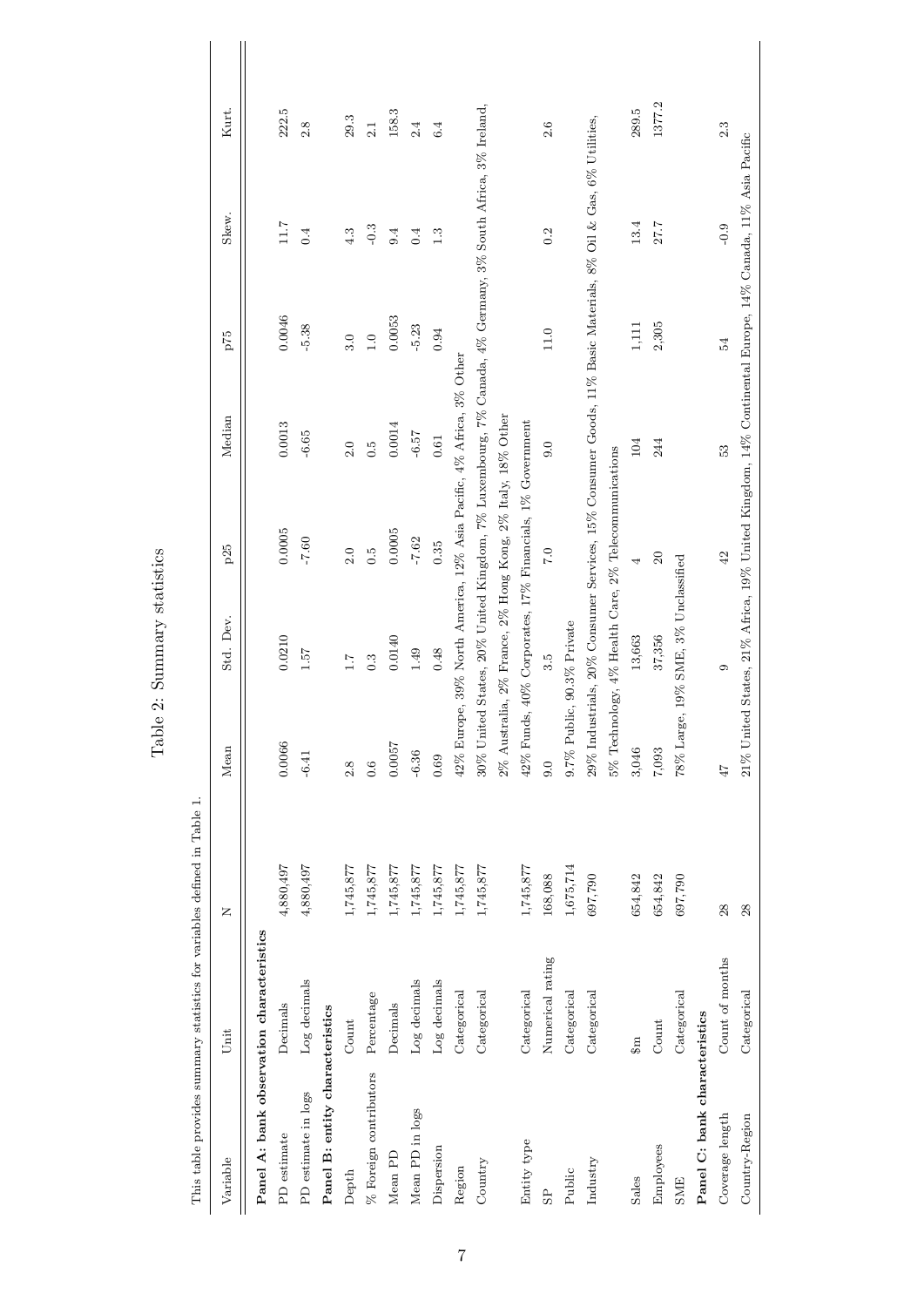# Table 2: Summary statistics

This table provides summary statistics for variables defined in Table 1.

| Variable | Unit | N | Mean | Std. Dev. | p25 | Median | p75 | Skew. | Kurt. |
|---|---|---|---|---|---|---|---|---|---|
| **Panel A: bank observation characteristics** | | | | | | | | | |
| PD estimate | Decimals | 4,880,497 | 0.0066 | 0.0210 | 0.0005 | 0.0013 | 0.0046 | 11.7 | 222.5 |
| PD estimate in logs | Log decimals | 4,880,497 | -6.41 | 1.57 | -7.60 | -6.65 | -5.38 | 0.4 | 2.8 |
| **Panel B: entity characteristics** | | | | | | | | | |
| Depth | Count | 1,745,877 | 2.8 | 1.7 | 2.0 | 2.0 | 3.0 | 4.3 | 29.3 |
| % Foreign contributors | Percentage | 1,745,877 | 0.6 | 0.3 | 0.5 | 0.5 | 1.0 | -0.3 | 2.1 |
| Mean PD | Decimals | 1,745,877 | 0.0057 | 0.0140 | 0.0005 | 0.0014 | 0.0053 | 9.4 | 158.3 |
| Mean PD in logs | Log decimals | 1,745,877 | -6.36 | 1.49 | -7.62 | -6.57 | -5.23 | 0.4 | 2.4 |
| Dispersion | Log decimals | 1,745,877 | 0.69 | 0.48 | 0.35 | 0.61 | 0.94 | 1.3 | 6.4 |
| Region | Categorical | 1,745,877 | 42% Europe, 39% North America, 12% Asia Pacific, 4% Africa, 3% Other | | | | | | |
| Country | Categorical | 1,745,877 | 30% United States, 20% United Kingdom, 7% Luxembourg, 7% Canada, 4% Germany, 3% South Africa, 3% Ireland, 2% Australia, 2% France, 2% Hong Kong, 2% Italy, 18% Other | | | | | | |
| Entity type | Categorical | 1,745,877 | 42% Funds, 40% Corporates, 17% Financials, 1% Government | | | | | | |
| SP | Numerical rating | 168,088 | 9.0 | 3.5 | 7.0 | 9.0 | 11.0 | 0.2 | 2.6 |
| Public | Categorical | 1,675,714 | 9.7% Public, 90.3% Private | | | | | | |
| Industry | Categorical | 697,790 | 29% Industrials, 20% Consumer Services, 15% Consumer Goods, 11% Basic Materials, 8% Oil & Gas, 6% Utilities, 5% Technology, 4% Health Care, 2% Telecommunications | | | | | | |
| Sales | $m | 654,842 | 3,046 | 13,663 | 4 | 104 | 1,111 | 13.4 | 289.5 |
| Employees | Count | 654,842 | 7,093 | 37,356 | 20 | 244 | 2,305 | 27.7 | 1377.2 |
| SME | Categorical | 697,790 | 78% Large, 19% SME, 3% Unclassified | | | | | | |
| **Panel C: bank characteristics** | | | | | | | | | |
| Coverage length | Count of months | 28 | 47 | 9 | 42 | 53 | 54 | -0.9 | 2.3 |
| Country-Region | Categorical | 28 | 21% United States, 21% Africa, 19% United Kingdom, 14% Continental Europe, 14% Canada, 11% Asia Pacific | | | | | | |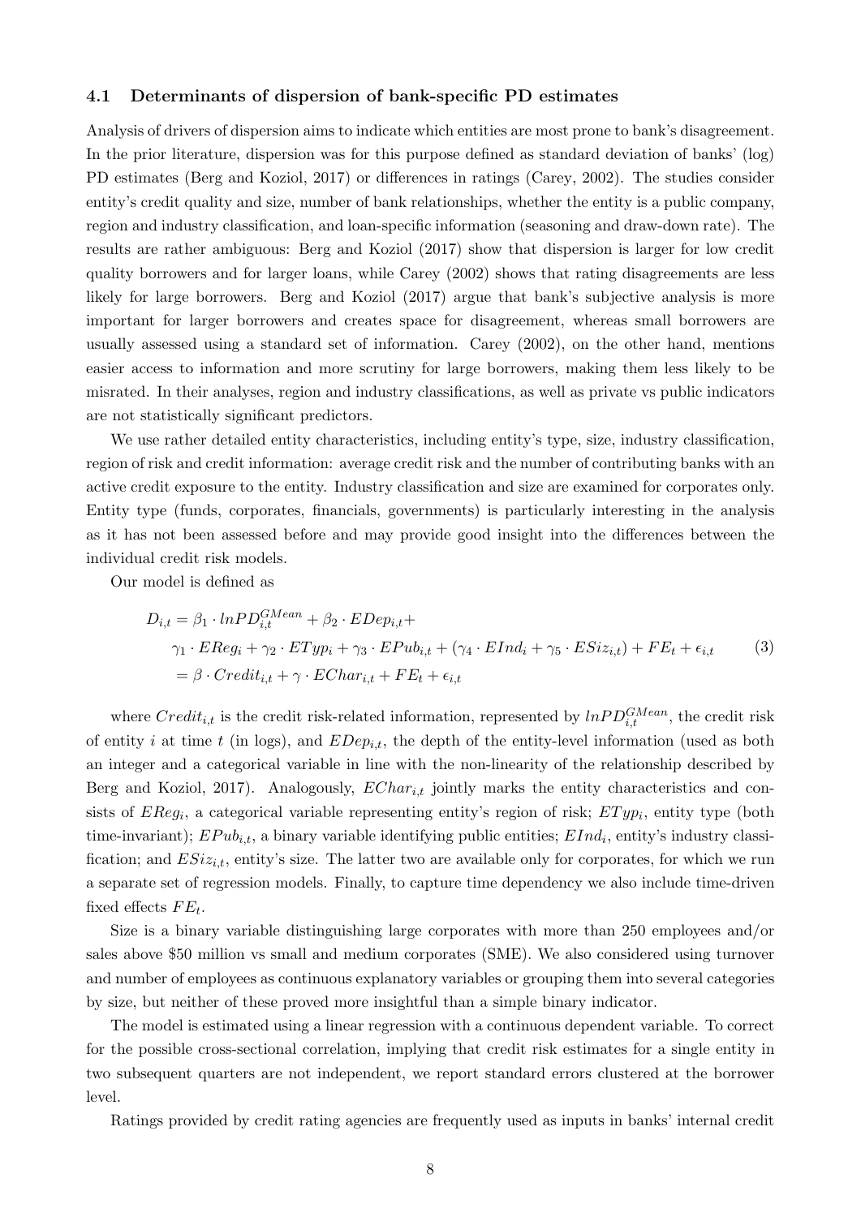### 4.1 Determinants of dispersion of bank-specific PD estimates

Analysis of drivers of dispersion aims to indicate which entities are most prone to bank's disagreement. In the prior literature, dispersion was for this purpose defined as standard deviation of banks' (log) PD estimates (Berg and Koziol, 2017) or differences in ratings (Carey, 2002). The studies consider entity's credit quality and size, number of bank relationships, whether the entity is a public company, region and industry classification, and loan-specific information (seasoning and draw-down rate). The results are rather ambiguous: Berg and Koziol (2017) show that dispersion is larger for low credit quality borrowers and for larger loans, while Carey (2002) shows that rating disagreements are less likely for large borrowers. Berg and Koziol (2017) argue that bank's subjective analysis is more important for larger borrowers and creates space for disagreement, whereas small borrowers are usually assessed using a standard set of information. Carey (2002), on the other hand, mentions easier access to information and more scrutiny for large borrowers, making them less likely to be misrated. In their analyses, region and industry classifications, as well as private vs public indicators are not statistically significant predictors.

We use rather detailed entity characteristics, including entity's type, size, industry classification, region of risk and credit information: average credit risk and the number of contributing banks with an active credit exposure to the entity. Industry classification and size are examined for corporates only. Entity type (funds, corporates, financials, governments) is particularly interesting in the analysis as it has not been assessed before and may provide good insight into the differences between the individual credit risk models.

Our model is defined as

$$
\begin{aligned}
D_{i,t} &= \beta_1 \cdot lnPD_{i,t}^{GMean} + \beta_2 \cdot EDep_{i,t} + \\
&\quad \gamma_1 \cdot EReg_i + \gamma_2 \cdot ETyp_i + \gamma_3 \cdot EPub_{i,t} + (\gamma_4 \cdot EInd_i + \gamma_5 \cdot ESiz_{i,t}) + FE_t + \epsilon_{i,t} \\
&= \beta \cdot Credit_{i,t} + \gamma \cdot EChar_{i,t} + FE_t + \epsilon_{i,t}
\end{aligned}
\tag{3}
$$

where $Credit_{i,t}$ is the credit risk-related information, represented by $lnPD_{i,t}^{GMean}$, the credit risk of entity $i$ at time $t$ (in logs), and $EDep_{i,t}$, the depth of the entity-level information (used as both an integer and a categorical variable in line with the non-linearity of the relationship described by Berg and Koziol, 2017). Analogously, $EChar_{i,t}$ jointly marks the entity characteristics and consists of $EReg_i$, a categorical variable representing entity's region of risk; $ETyp_i$, entity type (both time-invariant); $EPub_{i,t}$, a binary variable identifying public entities; $EInd_i$, entity's industry classification; and $ESiz_{i,t}$, entity's size. The latter two are available only for corporates, for which we run a separate set of regression models. Finally, to capture time dependency we also include time-driven fixed effects $FE_t$.

Size is a binary variable distinguishing large corporates with more than 250 employees and/or sales above \$50 million vs small and medium corporates (SME). We also considered using turnover and number of employees as continuous explanatory variables or grouping them into several categories by size, but neither of these proved more insightful than a simple binary indicator.

The model is estimated using a linear regression with a continuous dependent variable. To correct for the possible cross-sectional correlation, implying that credit risk estimates for a single entity in two subsequent quarters are not independent, we report standard errors clustered at the borrower level.

Ratings provided by credit rating agencies are frequently used as inputs in banks' internal credit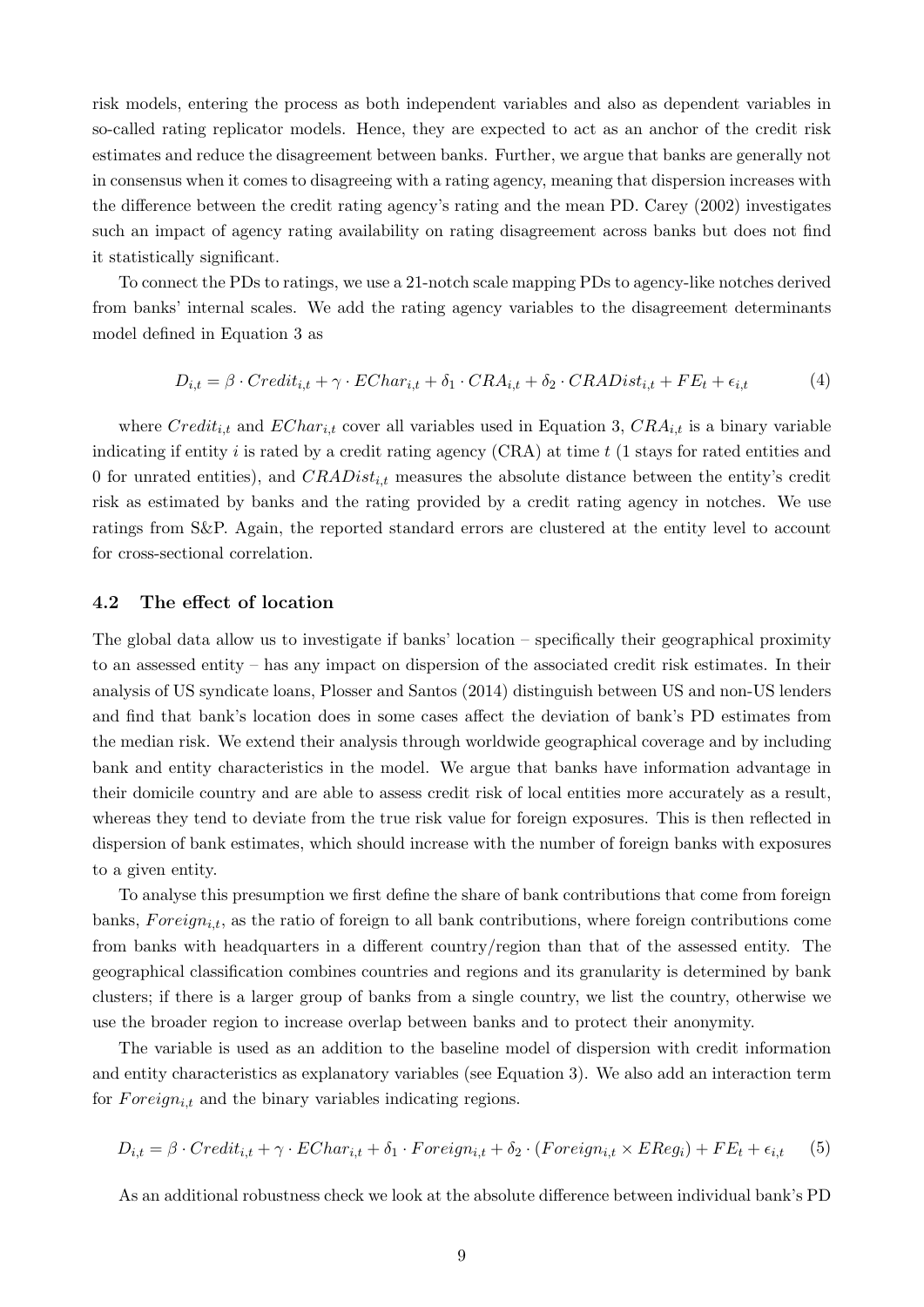risk models, entering the process as both independent variables and also as dependent variables in so-called rating replicator models. Hence, they are expected to act as an anchor of the credit risk estimates and reduce the disagreement between banks. Further, we argue that banks are generally not in consensus when it comes to disagreeing with a rating agency, meaning that dispersion increases with the difference between the credit rating agency's rating and the mean PD. Carey (2002) investigates such an impact of agency rating availability on rating disagreement across banks but does not find it statistically significant.

To connect the PDs to ratings, we use a 21-notch scale mapping PDs to agency-like notches derived from banks' internal scales. We add the rating agency variables to the disagreement determinants model defined in Equation 3 as

$$D_{i,t} = \beta \cdot Credit_{i,t} + \gamma \cdot EChar_{i,t} + \delta_1 \cdot CRA_{i,t} + \delta_2 \cdot CRADist_{i,t} + FE_t + \epsilon_{i,t} \tag{4}$$

where $Credit_{i,t}$ and $EChar_{i,t}$ cover all variables used in Equation 3, $CRA_{i,t}$ is a binary variable indicating if entity $i$ is rated by a credit rating agency (CRA) at time $t$ (1 stays for rated entities and 0 for unrated entities), and $CRADist_{i,t}$ measures the absolute distance between the entity's credit risk as estimated by banks and the rating provided by a credit rating agency in notches. We use ratings from S&P. Again, the reported standard errors are clustered at the entity level to account for cross-sectional correlation.

### 4.2 The effect of location

The global data allow us to investigate if banks' location – specifically their geographical proximity to an assessed entity – has any impact on dispersion of the associated credit risk estimates. In their analysis of US syndicate loans, Plosser and Santos (2014) distinguish between US and non-US lenders and find that bank's location does in some cases affect the deviation of bank's PD estimates from the median risk. We extend their analysis through worldwide geographical coverage and by including bank and entity characteristics in the model. We argue that banks have information advantage in their domicile country and are able to assess credit risk of local entities more accurately as a result, whereas they tend to deviate from the true risk value for foreign exposures. This is then reflected in dispersion of bank estimates, which should increase with the number of foreign banks with exposures to a given entity.

To analyse this presumption we first define the share of bank contributions that come from foreign banks, $Foreign_{i,t}$, as the ratio of foreign to all bank contributions, where foreign contributions come from banks with headquarters in a different country/region than that of the assessed entity. The geographical classification combines countries and regions and its granularity is determined by bank clusters; if there is a larger group of banks from a single country, we list the country, otherwise we use the broader region to increase overlap between banks and to protect their anonymity.

The variable is used as an addition to the baseline model of dispersion with credit information and entity characteristics as explanatory variables (see Equation 3). We also add an interaction term for $Foreign_{i,t}$ and the binary variables indicating regions.

$$D_{i,t} = \beta \cdot Credit_{i,t} + \gamma \cdot EChar_{i,t} + \delta_1 \cdot Foreign_{i,t} + \delta_2 \cdot (Foreign_{i,t} \times EReg_i) + FE_t + \epsilon_{i,t} \tag{5}$$

As an additional robustness check we look at the absolute difference between individual bank's PD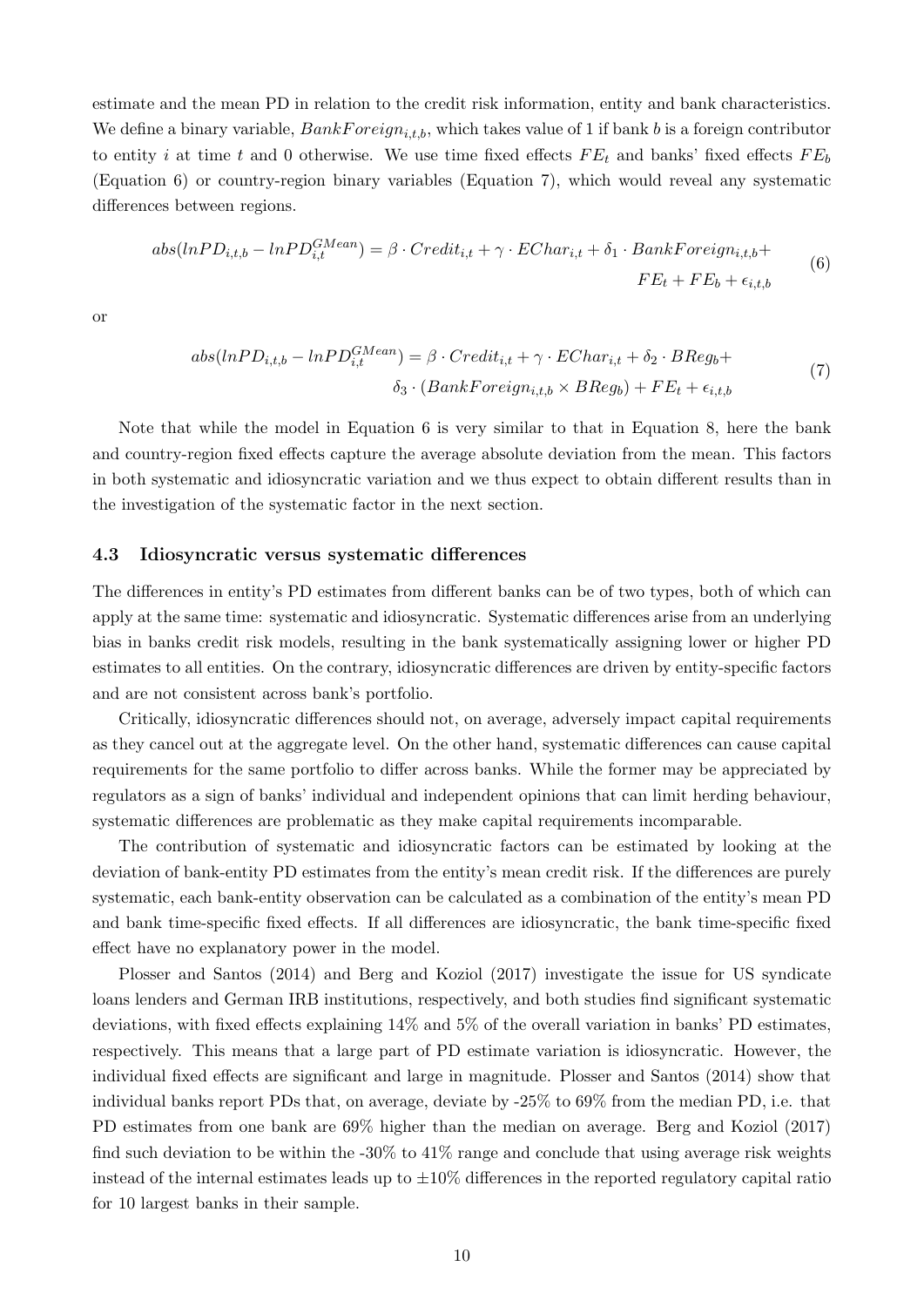estimate and the mean PD in relation to the credit risk information, entity and bank characteristics. We define a binary variable, $BankForeign_{i,t,b}$, which takes value of 1 if bank $b$ is a foreign contributor to entity $i$ at time $t$ and 0 otherwise. We use time fixed effects $FE_t$ and banks' fixed effects $FE_b$ (Equation 6) or country-region binary variables (Equation 7), which would reveal any systematic differences between regions.

$$abs(lnPD_{i,t,b} - lnPD_{i,t}^{GMean}) = \beta \cdot Credit_{i,t} + \gamma \cdot EChar_{i,t} + \delta_1 \cdot BankForeign_{i,t,b} + FE_t + FE_b + \epsilon_{i,t,b} \tag{6}$$

or

$$abs(lnPD_{i,t,b} - lnPD_{i,t}^{GMean}) = \beta \cdot Credit_{i,t} + \gamma \cdot EChar_{i,t} + \delta_2 \cdot BReg_b + \delta_3 \cdot (BankForeign_{i,t,b} \times BReg_b) + FE_t + \epsilon_{i,t,b} \tag{7}$$

Note that while the model in Equation 6 is very similar to that in Equation 8, here the bank and country-region fixed effects capture the average absolute deviation from the mean. This factors in both systematic and idiosyncratic variation and we thus expect to obtain different results than in the investigation of the systematic factor in the next section.

### 4.3 Idiosyncratic versus systematic differences

The differences in entity's PD estimates from different banks can be of two types, both of which can apply at the same time: systematic and idiosyncratic. Systematic differences arise from an underlying bias in banks credit risk models, resulting in the bank systematically assigning lower or higher PD estimates to all entities. On the contrary, idiosyncratic differences are driven by entity-specific factors and are not consistent across bank's portfolio.

Critically, idiosyncratic differences should not, on average, adversely impact capital requirements as they cancel out at the aggregate level. On the other hand, systematic differences can cause capital requirements for the same portfolio to differ across banks. While the former may be appreciated by regulators as a sign of banks' individual and independent opinions that can limit herding behaviour, systematic differences are problematic as they make capital requirements incomparable.

The contribution of systematic and idiosyncratic factors can be estimated by looking at the deviation of bank-entity PD estimates from the entity's mean credit risk. If the differences are purely systematic, each bank-entity observation can be calculated as a combination of the entity's mean PD and bank time-specific fixed effects. If all differences are idiosyncratic, the bank time-specific fixed effect have no explanatory power in the model.

Plosser and Santos (2014) and Berg and Koziol (2017) investigate the issue for US syndicate loans lenders and German IRB institutions, respectively, and both studies find significant systematic deviations, with fixed effects explaining 14% and 5% of the overall variation in banks' PD estimates, respectively. This means that a large part of PD estimate variation is idiosyncratic. However, the individual fixed effects are significant and large in magnitude. Plosser and Santos (2014) show that individual banks report PDs that, on average, deviate by -25% to 69% from the median PD, i.e. that PD estimates from one bank are 69% higher than the median on average. Berg and Koziol (2017) find such deviation to be within the -30% to 41% range and conclude that using average risk weights instead of the internal estimates leads up to ±10% differences in the reported regulatory capital ratio for 10 largest banks in their sample.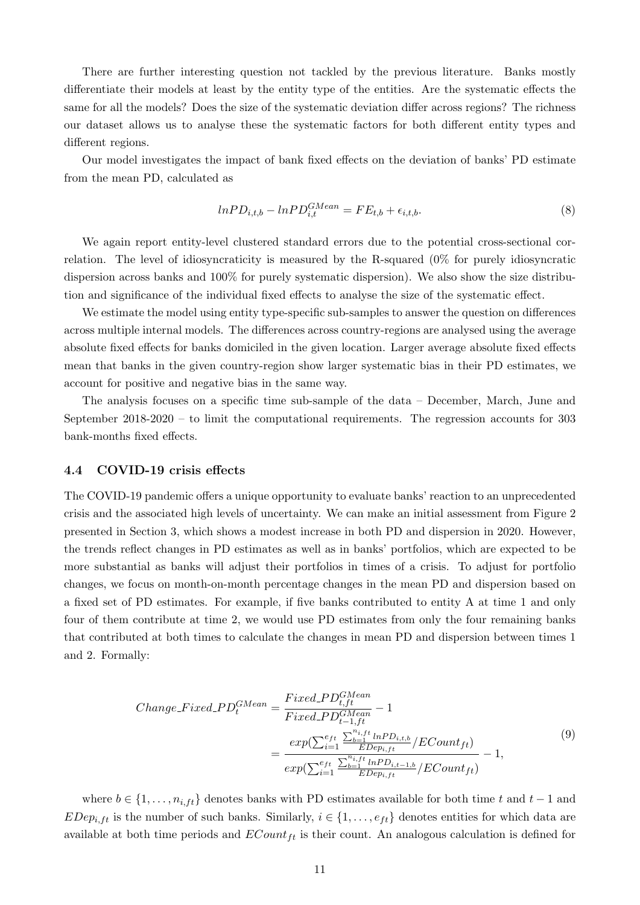There are further interesting question not tackled by the previous literature. Banks mostly differentiate their models at least by the entity type of the entities. Are the systematic effects the same for all the models? Does the size of the systematic deviation differ across regions? The richness our dataset allows us to analyse these the systematic factors for both different entity types and different regions.

Our model investigates the impact of bank fixed effects on the deviation of banks' PD estimate from the mean PD, calculated as

$$lnPD_{i,t,b} - lnPD_{i,t}^{GMean} = FE_{t,b} + \epsilon_{i,t,b}. \tag{8}$$

We again report entity-level clustered standard errors due to the potential cross-sectional correlation. The level of idiosyncraticity is measured by the R-squared (0% for purely idiosyncratic dispersion across banks and 100% for purely systematic dispersion). We also show the size distribution and significance of the individual fixed effects to analyse the size of the systematic effect.

We estimate the model using entity type-specific sub-samples to answer the question on differences across multiple internal models. The differences across country-regions are analysed using the average absolute fixed effects for banks domiciled in the given location. Larger average absolute fixed effects mean that banks in the given country-region show larger systematic bias in their PD estimates, we account for positive and negative bias in the same way.

The analysis focuses on a specific time sub-sample of the data – December, March, June and September 2018-2020 – to limit the computational requirements. The regression accounts for 303 bank-months fixed effects.

### 4.4 COVID-19 crisis effects

The COVID-19 pandemic offers a unique opportunity to evaluate banks' reaction to an unprecedented crisis and the associated high levels of uncertainty. We can make an initial assessment from Figure 2 presented in Section 3, which shows a modest increase in both PD and dispersion in 2020. However, the trends reflect changes in PD estimates as well as in banks' portfolios, which are expected to be more substantial as banks will adjust their portfolios in times of a crisis. To adjust for portfolio changes, we focus on month-on-month percentage changes in the mean PD and dispersion based on a fixed set of PD estimates. For example, if five banks contributed to entity A at time 1 and only four of them contribute at time 2, we would use PD estimates from only the four remaining banks that contributed at both times to calculate the changes in mean PD and dispersion between times 1 and 2. Formally:

$$\begin{aligned} Change\_Fixed\_PD_t^{GMean} &= \frac{Fixed\_PD_{t,ft}^{GMean}}{Fixed\_PD_{t-1,ft}^{GMean}} - 1 \\ &= \frac{exp(\sum_{i=1}^{e_{ft}} \frac{\sum_{b=1}^{n_{i,ft}} lnPD_{i,t,b}}{EDep_{i,ft}} / ECount_{ft})}{exp(\sum_{i=1}^{e_{ft}} \frac{\sum_{b=1}^{n_{i,ft}} lnPD_{i,t-1,b}}{EDep_{i,ft}} / ECount_{ft})} - 1, \end{aligned} \tag{9}$$

where $b \in \{1, \ldots, n_{i,ft}\}$ denotes banks with PD estimates available for both time $t$ and $t-1$ and $EDep_{i,ft}$ is the number of such banks. Similarly, $i \in \{1, \ldots, e_{ft}\}$ denotes entities for which data are available at both time periods and $ECount_{ft}$ is their count. An analogous calculation is defined for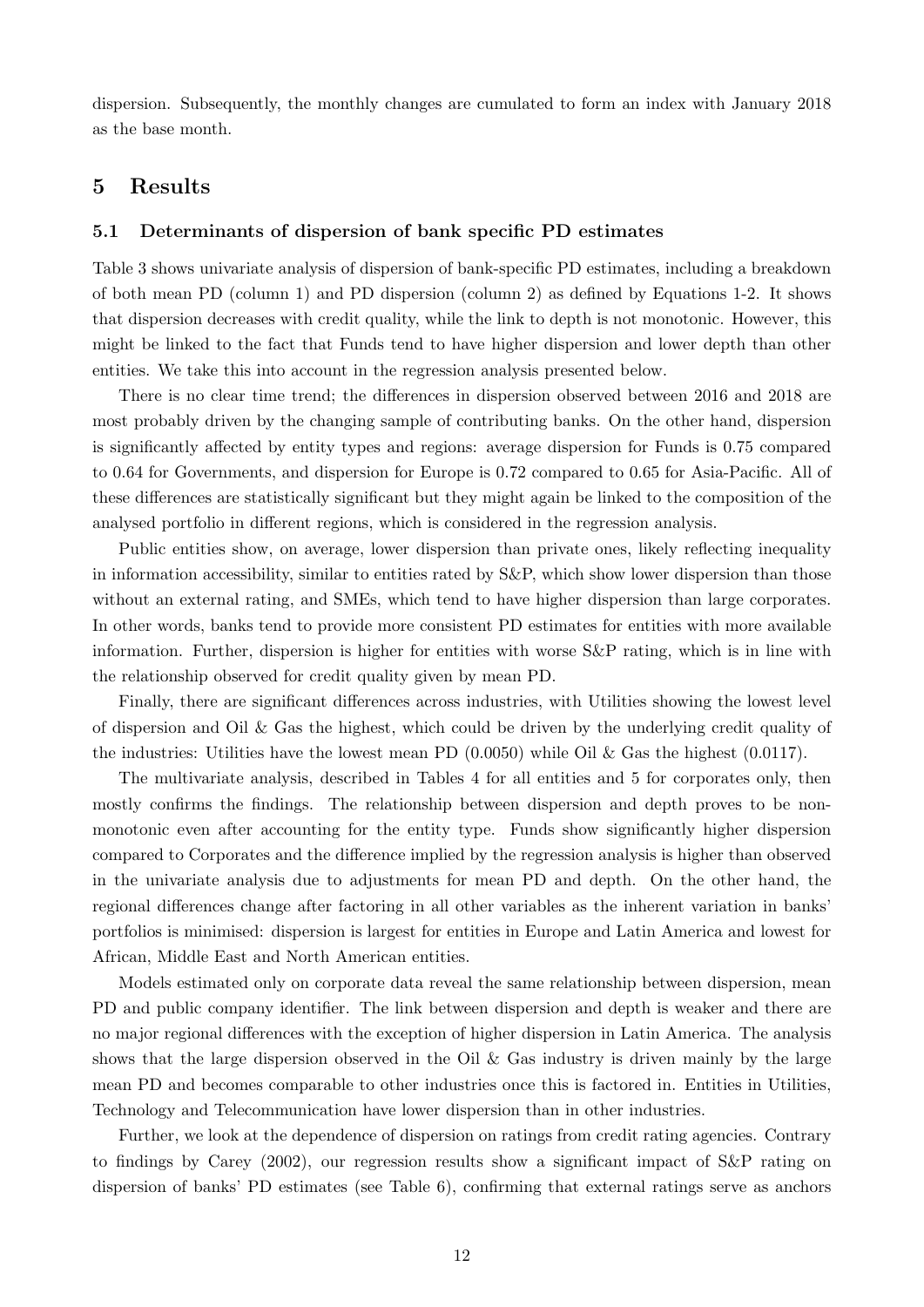dispersion. Subsequently, the monthly changes are cumulated to form an index with January 2018 as the base month.

## 5 Results

### 5.1 Determinants of dispersion of bank specific PD estimates

Table 3 shows univariate analysis of dispersion of bank-specific PD estimates, including a breakdown of both mean PD (column 1) and PD dispersion (column 2) as defined by Equations 1-2. It shows that dispersion decreases with credit quality, while the link to depth is not monotonic. However, this might be linked to the fact that Funds tend to have higher dispersion and lower depth than other entities. We take this into account in the regression analysis presented below.

There is no clear time trend; the differences in dispersion observed between 2016 and 2018 are most probably driven by the changing sample of contributing banks. On the other hand, dispersion is significantly affected by entity types and regions: average dispersion for Funds is 0.75 compared to 0.64 for Governments, and dispersion for Europe is 0.72 compared to 0.65 for Asia-Pacific. All of these differences are statistically significant but they might again be linked to the composition of the analysed portfolio in different regions, which is considered in the regression analysis.

Public entities show, on average, lower dispersion than private ones, likely reflecting inequality in information accessibility, similar to entities rated by S&P, which show lower dispersion than those without an external rating, and SMEs, which tend to have higher dispersion than large corporates. In other words, banks tend to provide more consistent PD estimates for entities with more available information. Further, dispersion is higher for entities with worse S&P rating, which is in line with the relationship observed for credit quality given by mean PD.

Finally, there are significant differences across industries, with Utilities showing the lowest level of dispersion and Oil & Gas the highest, which could be driven by the underlying credit quality of the industries: Utilities have the lowest mean PD (0.0050) while Oil & Gas the highest (0.0117).

The multivariate analysis, described in Tables 4 for all entities and 5 for corporates only, then mostly confirms the findings. The relationship between dispersion and depth proves to be non-monotonic even after accounting for the entity type. Funds show significantly higher dispersion compared to Corporates and the difference implied by the regression analysis is higher than observed in the univariate analysis due to adjustments for mean PD and depth. On the other hand, the regional differences change after factoring in all other variables as the inherent variation in banks' portfolios is minimised: dispersion is largest for entities in Europe and Latin America and lowest for African, Middle East and North American entities.

Models estimated only on corporate data reveal the same relationship between dispersion, mean PD and public company identifier. The link between dispersion and depth is weaker and there are no major regional differences with the exception of higher dispersion in Latin America. The analysis shows that the large dispersion observed in the Oil & Gas industry is driven mainly by the large mean PD and becomes comparable to other industries once this is factored in. Entities in Utilities, Technology and Telecommunication have lower dispersion than in other industries.

Further, we look at the dependence of dispersion on ratings from credit rating agencies. Contrary to findings by Carey (2002), our regression results show a significant impact of S&P rating on dispersion of banks' PD estimates (see Table 6), confirming that external ratings serve as anchors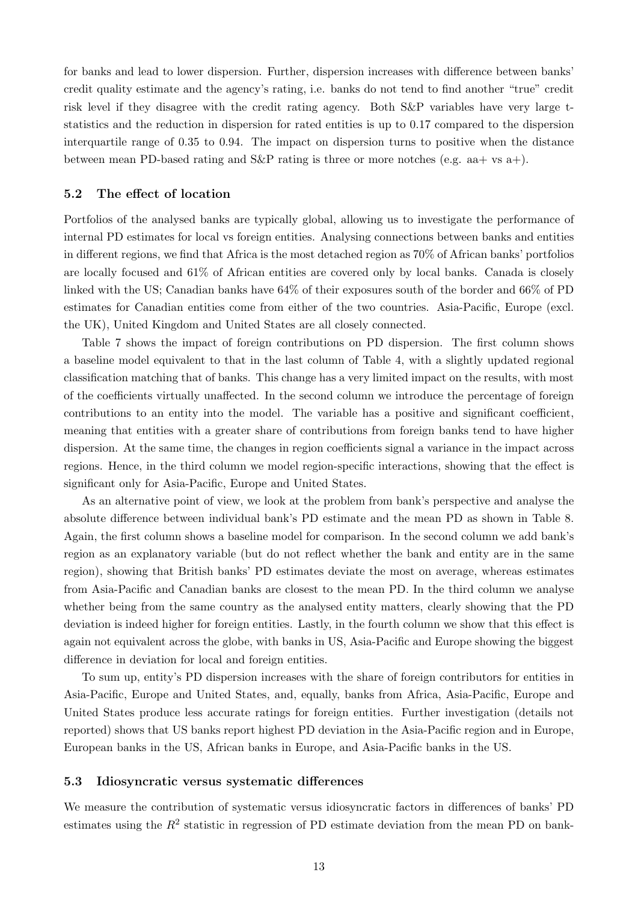for banks and lead to lower dispersion. Further, dispersion increases with difference between banks' credit quality estimate and the agency's rating, i.e. banks do not tend to find another "true" credit risk level if they disagree with the credit rating agency. Both S&P variables have very large t-statistics and the reduction in dispersion for rated entities is up to 0.17 compared to the dispersion interquartile range of 0.35 to 0.94. The impact on dispersion turns to positive when the distance between mean PD-based rating and S&P rating is three or more notches (e.g. aa+ vs a+).

### 5.2 The effect of location

Portfolios of the analysed banks are typically global, allowing us to investigate the performance of internal PD estimates for local vs foreign entities. Analysing connections between banks and entities in different regions, we find that Africa is the most detached region as 70% of African banks' portfolios are locally focused and 61% of African entities are covered only by local banks. Canada is closely linked with the US; Canadian banks have 64% of their exposures south of the border and 66% of PD estimates for Canadian entities come from either of the two countries. Asia-Pacific, Europe (excl. the UK), United Kingdom and United States are all closely connected.

Table 7 shows the impact of foreign contributions on PD dispersion. The first column shows a baseline model equivalent to that in the last column of Table 4, with a slightly updated regional classification matching that of banks. This change has a very limited impact on the results, with most of the coefficients virtually unaffected. In the second column we introduce the percentage of foreign contributions to an entity into the model. The variable has a positive and significant coefficient, meaning that entities with a greater share of contributions from foreign banks tend to have higher dispersion. At the same time, the changes in region coefficients signal a variance in the impact across regions. Hence, in the third column we model region-specific interactions, showing that the effect is significant only for Asia-Pacific, Europe and United States.

As an alternative point of view, we look at the problem from bank's perspective and analyse the absolute difference between individual bank's PD estimate and the mean PD as shown in Table 8. Again, the first column shows a baseline model for comparison. In the second column we add bank's region as an explanatory variable (but do not reflect whether the bank and entity are in the same region), showing that British banks' PD estimates deviate the most on average, whereas estimates from Asia-Pacific and Canadian banks are closest to the mean PD. In the third column we analyse whether being from the same country as the analysed entity matters, clearly showing that the PD deviation is indeed higher for foreign entities. Lastly, in the fourth column we show that this effect is again not equivalent across the globe, with banks in US, Asia-Pacific and Europe showing the biggest difference in deviation for local and foreign entities.

To sum up, entity's PD dispersion increases with the share of foreign contributors for entities in Asia-Pacific, Europe and United States, and, equally, banks from Africa, Asia-Pacific, Europe and United States produce less accurate ratings for foreign entities. Further investigation (details not reported) shows that US banks report highest PD deviation in the Asia-Pacific region and in Europe, European banks in the US, African banks in Europe, and Asia-Pacific banks in the US.

### 5.3 Idiosyncratic versus systematic differences

We measure the contribution of systematic versus idiosyncratic factors in differences of banks' PD estimates using the $R^2$ statistic in regression of PD estimate deviation from the mean PD on bank-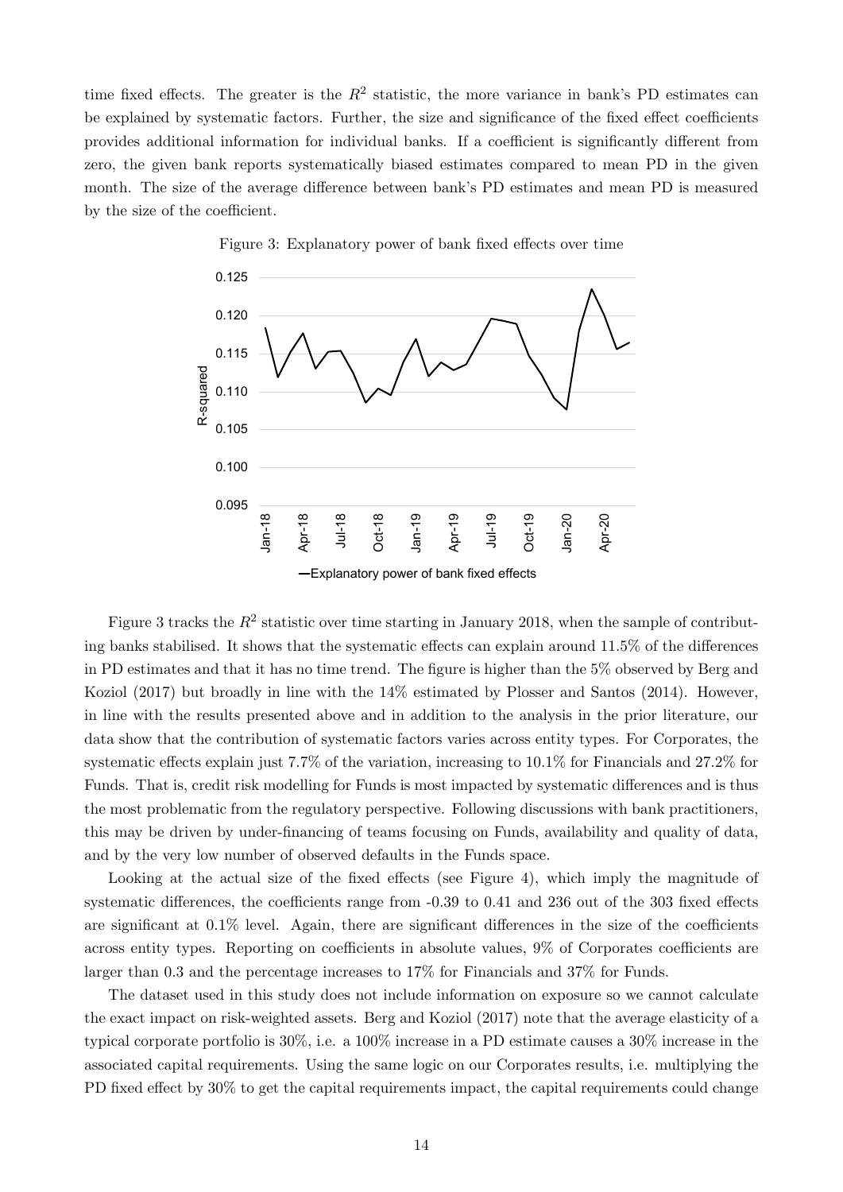time fixed effects. The greater is the $R^2$ statistic, the more variance in bank's PD estimates can be explained by systematic factors. Further, the size and significance of the fixed effect coefficients provides additional information for individual banks. If a coefficient is significantly different from zero, the given bank reports systematically biased estimates compared to mean PD in the given month. The size of the average difference between bank's PD estimates and mean PD is measured by the size of the coefficient.

Figure 3: Explanatory power of bank fixed effects over time

Figure 3 tracks the $R^2$ statistic over time starting in January 2018, when the sample of contributing banks stabilised. It shows that the systematic effects can explain around 11.5% of the differences in PD estimates and that it has no time trend. The figure is higher than the 5% observed by Berg and Koziol (2017) but broadly in line with the 14% estimated by Plosser and Santos (2014). However, in line with the results presented above and in addition to the analysis in the prior literature, our data show that the contribution of systematic factors varies across entity types. For Corporates, the systematic effects explain just 7.7% of the variation, increasing to 10.1% for Financials and 27.2% for Funds. That is, credit risk modelling for Funds is most impacted by systematic differences and is thus the most problematic from the regulatory perspective. Following discussions with bank practitioners, this may be driven by under-financing of teams focusing on Funds, availability and quality of data, and by the very low number of observed defaults in the Funds space.

Looking at the actual size of the fixed effects (see Figure 4), which imply the magnitude of systematic differences, the coefficients range from -0.39 to 0.41 and 236 out of the 303 fixed effects are significant at 0.1% level. Again, there are significant differences in the size of the coefficients across entity types. Reporting on coefficients in absolute values, 9% of Corporates coefficients are larger than 0.3 and the percentage increases to 17% for Financials and 37% for Funds.

The dataset used in this study does not include information on exposure so we cannot calculate the exact impact on risk-weighted assets. Berg and Koziol (2017) note that the average elasticity of a typical corporate portfolio is 30%, i.e. a 100% increase in a PD estimate causes a 30% increase in the associated capital requirements. Using the same logic on our Corporates results, i.e. multiplying the PD fixed effect by 30% to get the capital requirements impact, the capital requirements could change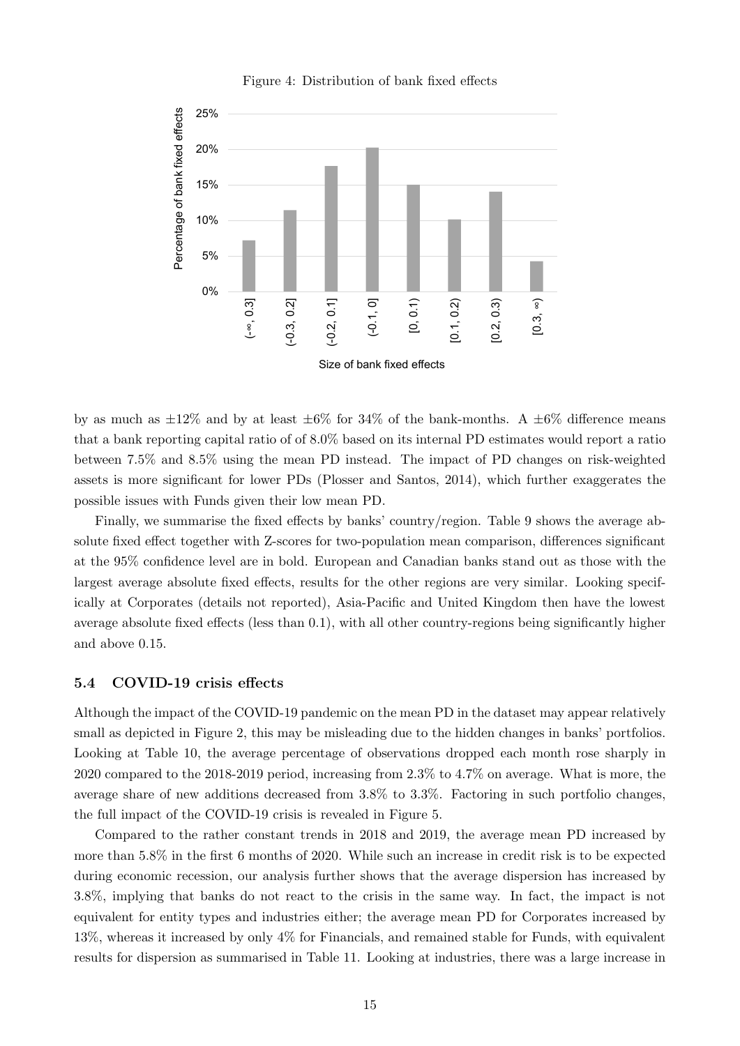Figure 4: Distribution of bank fixed effects

by as much as ±12% and by at least ±6% for 34% of the bank-months. A ±6% difference means that a bank reporting capital ratio of of 8.0% based on its internal PD estimates would report a ratio between 7.5% and 8.5% using the mean PD instead. The impact of PD changes on risk-weighted assets is more significant for lower PDs (Plosser and Santos, 2014), which further exaggerates the possible issues with Funds given their low mean PD.

Finally, we summarise the fixed effects by banks' country/region. Table 9 shows the average absolute fixed effect together with Z-scores for two-population mean comparison, differences significant at the 95% confidence level are in bold. European and Canadian banks stand out as those with the largest average absolute fixed effects, results for the other regions are very similar. Looking specifically at Corporates (details not reported), Asia-Pacific and United Kingdom then have the lowest average absolute fixed effects (less than 0.1), with all other country-regions being significantly higher and above 0.15.

### 5.4 COVID-19 crisis effects

Although the impact of the COVID-19 pandemic on the mean PD in the dataset may appear relatively small as depicted in Figure 2, this may be misleading due to the hidden changes in banks' portfolios. Looking at Table 10, the average percentage of observations dropped each month rose sharply in 2020 compared to the 2018-2019 period, increasing from 2.3% to 4.7% on average. What is more, the average share of new additions decreased from 3.8% to 3.3%. Factoring in such portfolio changes, the full impact of the COVID-19 crisis is revealed in Figure 5.

Compared to the rather constant trends in 2018 and 2019, the average mean PD increased by more than 5.8% in the first 6 months of 2020. While such an increase in credit risk is to be expected during economic recession, our analysis further shows that the average dispersion has increased by 3.8%, implying that banks do not react to the crisis in the same way. In fact, the impact is not equivalent for entity types and industries either; the average mean PD for Corporates increased by 13%, whereas it increased by only 4% for Financials, and remained stable for Funds, with equivalent results for dispersion as summarised in Table 11. Looking at industries, there was a large increase in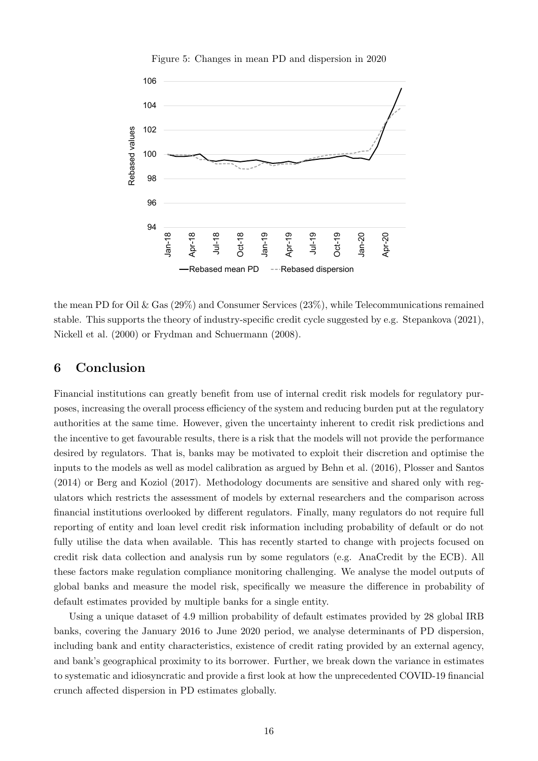Figure 5: Changes in mean PD and dispersion in 2020

the mean PD for Oil & Gas (29%) and Consumer Services (23%), while Telecommunications remained stable. This supports the theory of industry-specific credit cycle suggested by e.g. Stepankova (2021), Nickell et al. (2000) or Frydman and Schuermann (2008).

# 6 Conclusion

Financial institutions can greatly benefit from use of internal credit risk models for regulatory purposes, increasing the overall process efficiency of the system and reducing burden put at the regulatory authorities at the same time. However, given the uncertainty inherent to credit risk predictions and the incentive to get favourable results, there is a risk that the models will not provide the performance desired by regulators. That is, banks may be motivated to exploit their discretion and optimise the inputs to the models as well as model calibration as argued by Behn et al. (2016), Plosser and Santos (2014) or Berg and Koziol (2017). Methodology documents are sensitive and shared only with regulators which restricts the assessment of models by external researchers and the comparison across financial institutions overlooked by different regulators. Finally, many regulators do not require full reporting of entity and loan level credit risk information including probability of default or do not fully utilise the data when available. This has recently started to change with projects focused on credit risk data collection and analysis run by some regulators (e.g. AnaCredit by the ECB). All these factors make regulation compliance monitoring challenging. We analyse the model outputs of global banks and measure the model risk, specifically we measure the difference in probability of default estimates provided by multiple banks for a single entity.

Using a unique dataset of 4.9 million probability of default estimates provided by 28 global IRB banks, covering the January 2016 to June 2020 period, we analyse determinants of PD dispersion, including bank and entity characteristics, existence of credit rating provided by an external agency, and bank's geographical proximity to its borrower. Further, we break down the variance in estimates to systematic and idiosyncratic and provide a first look at how the unprecedented COVID-19 financial crunch affected dispersion in PD estimates globally.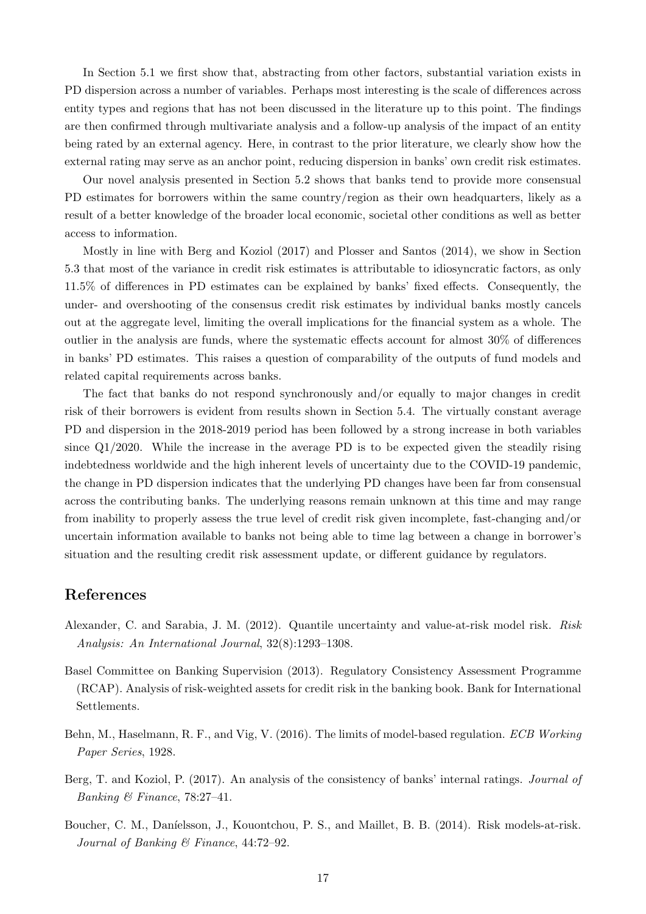In Section 5.1 we first show that, abstracting from other factors, substantial variation exists in PD dispersion across a number of variables. Perhaps most interesting is the scale of differences across entity types and regions that has not been discussed in the literature up to this point. The findings are then confirmed through multivariate analysis and a follow-up analysis of the impact of an entity being rated by an external agency. Here, in contrast to the prior literature, we clearly show how the external rating may serve as an anchor point, reducing dispersion in banks' own credit risk estimates.

Our novel analysis presented in Section 5.2 shows that banks tend to provide more consensual PD estimates for borrowers within the same country/region as their own headquarters, likely as a result of a better knowledge of the broader local economic, societal other conditions as well as better access to information.

Mostly in line with Berg and Koziol (2017) and Plosser and Santos (2014), we show in Section 5.3 that most of the variance in credit risk estimates is attributable to idiosyncratic factors, as only 11.5% of differences in PD estimates can be explained by banks' fixed effects. Consequently, the under- and overshooting of the consensus credit risk estimates by individual banks mostly cancels out at the aggregate level, limiting the overall implications for the financial system as a whole. The outlier in the analysis are funds, where the systematic effects account for almost 30% of differences in banks' PD estimates. This raises a question of comparability of the outputs of fund models and related capital requirements across banks.

The fact that banks do not respond synchronously and/or equally to major changes in credit risk of their borrowers is evident from results shown in Section 5.4. The virtually constant average PD and dispersion in the 2018-2019 period has been followed by a strong increase in both variables since Q1/2020. While the increase in the average PD is to be expected given the steadily rising indebtedness worldwide and the high inherent levels of uncertainty due to the COVID-19 pandemic, the change in PD dispersion indicates that the underlying PD changes have been far from consensual across the contributing banks. The underlying reasons remain unknown at this time and may range from inability to properly assess the true level of credit risk given incomplete, fast-changing and/or uncertain information available to banks not being able to time lag between a change in borrower's situation and the resulting credit risk assessment update, or different guidance by regulators.

# References

Alexander, C. and Sarabia, J. M. (2012). Quantile uncertainty and value-at-risk model risk. *Risk Analysis: An International Journal*, 32(8):1293–1308.

Basel Committee on Banking Supervision (2013). Regulatory Consistency Assessment Programme (RCAP). Analysis of risk-weighted assets for credit risk in the banking book. Bank for International Settlements.

Behn, M., Haselmann, R. F., and Vig, V. (2016). The limits of model-based regulation. *ECB Working Paper Series*, 1928.

Berg, T. and Koziol, P. (2017). An analysis of the consistency of banks' internal ratings. *Journal of Banking & Finance*, 78:27–41.

Boucher, C. M., Daníelsson, J., Kouontchou, P. S., and Maillet, B. B. (2014). Risk models-at-risk. *Journal of Banking & Finance*, 44:72–92.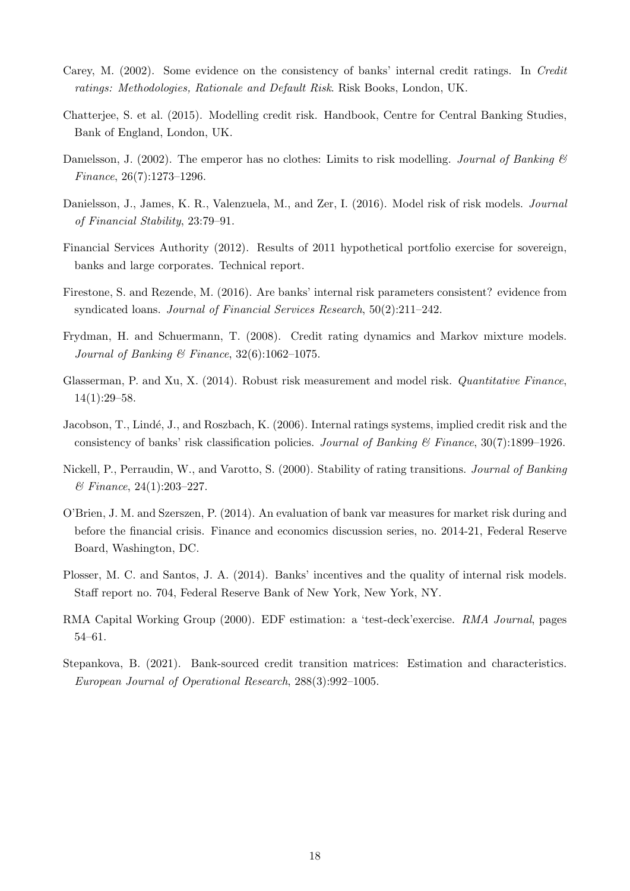Carey, M. (2002). Some evidence on the consistency of banks' internal credit ratings. In *Credit ratings: Methodologies, Rationale and Default Risk*. Risk Books, London, UK.

Chatterjee, S. et al. (2015). Modelling credit risk. Handbook, Centre for Central Banking Studies, Bank of England, London, UK.

Danıelsson, J. (2002). The emperor has no clothes: Limits to risk modelling. *Journal of Banking & Finance*, 26(7):1273–1296.

Danielsson, J., James, K. R., Valenzuela, M., and Zer, I. (2016). Model risk of risk models. *Journal of Financial Stability*, 23:79–91.

Financial Services Authority (2012). Results of 2011 hypothetical portfolio exercise for sovereign, banks and large corporates. Technical report.

Firestone, S. and Rezende, M. (2016). Are banks' internal risk parameters consistent? evidence from syndicated loans. *Journal of Financial Services Research*, 50(2):211–242.

Frydman, H. and Schuermann, T. (2008). Credit rating dynamics and Markov mixture models. *Journal of Banking & Finance*, 32(6):1062–1075.

Glasserman, P. and Xu, X. (2014). Robust risk measurement and model risk. *Quantitative Finance*, 14(1):29–58.

Jacobson, T., Lindé, J., and Roszbach, K. (2006). Internal ratings systems, implied credit risk and the consistency of banks' risk classification policies. *Journal of Banking & Finance*, 30(7):1899–1926.

Nickell, P., Perraudin, W., and Varotto, S. (2000). Stability of rating transitions. *Journal of Banking & Finance*, 24(1):203–227.

O'Brien, J. M. and Szerszen, P. (2014). An evaluation of bank var measures for market risk during and before the financial crisis. Finance and economics discussion series, no. 2014-21, Federal Reserve Board, Washington, DC.

Plosser, M. C. and Santos, J. A. (2014). Banks' incentives and the quality of internal risk models. Staff report no. 704, Federal Reserve Bank of New York, New York, NY.

RMA Capital Working Group (2000). EDF estimation: a 'test-deck'exercise. *RMA Journal*, pages 54–61.

Stepankova, B. (2021). Bank-sourced credit transition matrices: Estimation and characteristics. *European Journal of Operational Research*, 288(3):992–1005.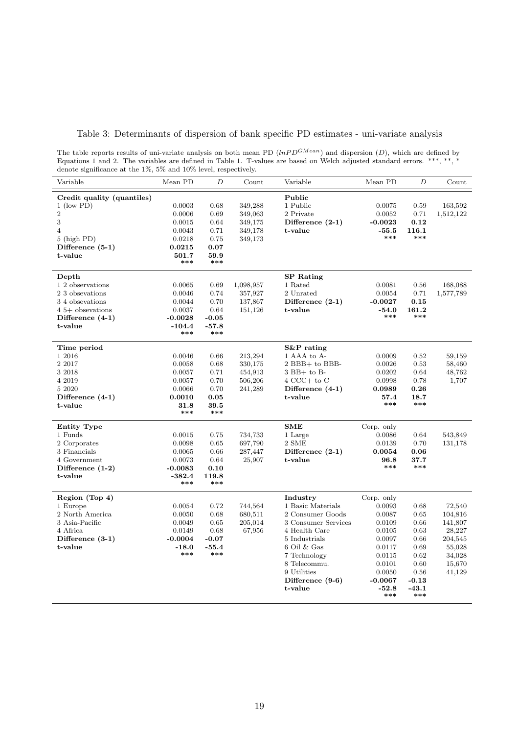# Table 3: Determinants of dispersion of bank specific PD estimates - uni-variate analysis

The table reports results of uni-variate analysis on both mean PD ($lnPD^{GMean}$) and dispersion ($D$), which are defined by Equations 1 and 2. The variables are defined in Table 1. T-values are based on Welch adjusted standard errors. ***, **, * denote significance at the 1%, 5% and 10% level, respectively.

| Variable | Mean PD | $D$ | Count | Variable | Mean PD | $D$ | Count |
|---|---|---|---|---|---|---|---|
| **Credit quality (quantiles)** | | | | **Public** | | | |
| 1 (low PD) | 0.0003 | 0.68 | 349,288 | 1 Public | 0.0075 | 0.59 | 163,592 |
| 2 | 0.0006 | 0.69 | 349,063 | 2 Private | 0.0052 | 0.71 | 1,512,122 |
| 3 | 0.0015 | 0.64 | 349,175 | **Difference (2-1)** | **-0.0023** | **0.12** | |
| 4 | 0.0043 | 0.71 | 349,178 | **t-value** | **-55.5** | **116.1** | |
| 5 (high PD) | 0.0218 | 0.75 | 349,173 | | *** | *** | |
| **Difference (5-1)** | **0.0215** | **0.07** | | | | | |
| **t-value** | **501.7** | **59.9** | | | | | |
| | *** | *** | | | | | |
| **Depth** | | | | **SP Rating** | | | |
| 1 2 observations | 0.0065 | 0.69 | 1,098,957 | 1 Rated | 0.0081 | 0.56 | 168,088 |
| 2 3 obsevations | 0.0046 | 0.74 | 357,927 | 2 Unrated | 0.0054 | 0.71 | 1,577,789 |
| 3 4 obsevations | 0.0044 | 0.70 | 137,867 | **Difference (2-1)** | **-0.0027** | **0.15** | |
| 4 5+ obsevations | 0.0037 | 0.64 | 151,126 | **t-value** | **-54.0** | **161.2** | |
| **Difference (4-1)** | **-0.0028** | **-0.05** | | | *** | *** | |
| **t-value** | **-104.4** | **-57.8** | | | | | |
| | *** | *** | | | | | |
| **Time period** | | | | **S&P rating** | | | |
| 1 2016 | 0.0046 | 0.66 | 213,294 | 1 AAA to A- | 0.0009 | 0.52 | 59,159 |
| 2 2017 | 0.0058 | 0.68 | 330,175 | 2 BBB+ to BBB- | 0.0026 | 0.53 | 58,460 |
| 3 2018 | 0.0057 | 0.71 | 454,913 | 3 BB+ to B- | 0.0202 | 0.64 | 48,762 |
| 4 2019 | 0.0057 | 0.70 | 506,206 | 4 CCC+ to C | 0.0998 | 0.78 | 1,707 |
| 5 2020 | 0.0066 | 0.70 | 241,289 | **Difference (4-1)** | **0.0989** | **0.26** | |
| **Difference (4-1)** | **0.0010** | **0.05** | | **t-value** | **57.4** | **18.7** | |
| **t-value** | **31.8** | **39.5** | | | *** | *** | |
| | *** | *** | | | | | |
| **Entity Type** | | | | **SME** | Corp. only | | |
| 1 Funds | 0.0015 | 0.75 | 734,733 | 1 Large | 0.0086 | 0.64 | 543,849 |
| 2 Corporates | 0.0098 | 0.65 | 697,790 | 2 SME | 0.0139 | 0.70 | 131,178 |
| 3 Financials | 0.0065 | 0.66 | 287,447 | **Difference (2-1)** | **0.0054** | **0.06** | |
| 4 Government | 0.0073 | 0.64 | 25,907 | **t-value** | **96.8** | **37.7** | |
| **Difference (1-2)** | **-0.0083** | **0.10** | | | *** | *** | |
| **t-value** | **-382.4** | **119.8** | | | | | |
| | *** | *** | | | | | |
| **Region (Top 4)** | | | | **Industry** | Corp. only | | |
| 1 Europe | 0.0054 | 0.72 | 744,564 | 1 Basic Materials | 0.0093 | 0.68 | 72,540 |
| 2 North America | 0.0050 | 0.68 | 680,511 | 2 Consumer Goods | 0.0087 | 0.65 | 104,816 |
| 3 Asia-Pacific | 0.0049 | 0.65 | 205,014 | 3 Consumer Services | 0.0109 | 0.66 | 141,807 |
| 4 Africa | 0.0149 | 0.68 | 67,956 | 4 Health Care | 0.0105 | 0.63 | 28,227 |
| **Difference (3-1)** | **-0.0004** | **-0.07** | | 5 Industrials | 0.0097 | 0.66 | 204,545 |
| **t-value** | **-18.0** | **-55.4** | | 6 Oil & Gas | 0.0117 | 0.69 | 55,028 |
| | *** | *** | | 7 Technology | 0.0115 | 0.62 | 34,028 |
| | | | | 8 Telecommu. | 0.0101 | 0.60 | 15,670 |
| | | | | 9 Utilities | 0.0050 | 0.56 | 41,129 |
| | | | | **Difference (9-6)** | **-0.0067** | **-0.13** | |
| | | | | **t-value** | **-52.8** | **-43.1** | |
| | | | | | *** | *** | |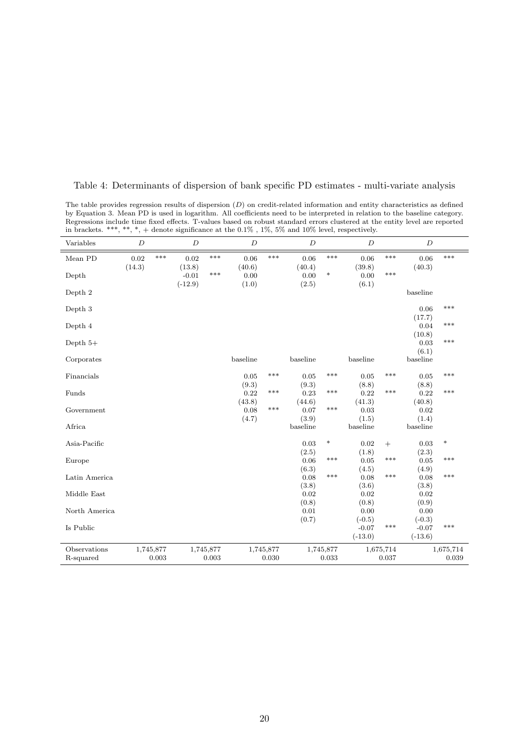Table 4: Determinants of dispersion of bank specific PD estimates - multi-variate analysis

The table provides regression results of dispersion ($D$) on credit-related information and entity characteristics as defined by Equation 3. Mean PD is used in logarithm. All coefficients need to be interpreted in relation to the baseline category. Regressions include time fixed effects. T-values based on robust standard errors clustered at the entity level are reported in brackets. ***, **, *, + denote significance at the 0.1% , 1%, 5% and 10% level, respectively.

| Variables | $D$ | | $D$ | | $D$ | | $D$ | | $D$ | | $D$ | |
|---|---|---|---|---|---|---|---|---|---|---|---|---|
| Mean PD | 0.02 | *** | 0.02 | *** | 0.06 | *** | 0.06 | *** | 0.06 | *** | 0.06 | *** |
| | (14.3) | | (13.8) | | (40.6) | | (40.4) | | (39.8) | | (40.3) | |
| Depth | | | -0.01 | *** | 0.00 | | 0.00 | * | 0.00 | *** | | |
| | | | (-12.9) | | (1.0) | | (2.5) | | (6.1) | | | |
| Depth 2 | | | | | | | | | | | baseline | |
| Depth 3 | | | | | | | | | | | 0.06 | *** |
| | | | | | | | | | | | (17.7) | |
| Depth 4 | | | | | | | | | | | 0.04 | *** |
| | | | | | | | | | | | (10.8) | |
| Depth 5+ | | | | | | | | | | | 0.03 | *** |
| | | | | | | | | | | | (6.1) | |
| Corporates | | | | | baseline | | baseline | | baseline | | baseline | |
| Financials | | | | | 0.05 | *** | 0.05 | *** | 0.05 | *** | 0.05 | *** |
| | | | | | (9.3) | | (9.3) | | (8.8) | | (8.8) | |
| Funds | | | | | 0.22 | *** | 0.23 | *** | 0.22 | *** | 0.22 | *** |
| | | | | | (43.8) | | (44.6) | | (41.3) | | (40.8) | |
| Government | | | | | 0.08 | *** | 0.07 | *** | 0.03 | | 0.02 | |
| | | | | | (4.7) | | (3.9) | | (1.5) | | (1.4) | |
| Africa | | | | | | | baseline | | baseline | | baseline | |
| Asia-Pacific | | | | | | | 0.03 | * | 0.02 | + | 0.03 | * |
| | | | | | | | (2.5) | | (1.8) | | (2.3) | |
| Europe | | | | | | | 0.06 | *** | 0.05 | *** | 0.05 | *** |
| | | | | | | | (6.3) | | (4.5) | | (4.9) | |
| Latin America | | | | | | | 0.08 | *** | 0.08 | *** | 0.08 | *** |
| | | | | | | | (3.8) | | (3.6) | | (3.8) | |
| Middle East | | | | | | | 0.02 | | 0.02 | | 0.02 | |
| | | | | | | | (0.8) | | (0.8) | | (0.9) | |
| North America | | | | | | | 0.01 | | 0.00 | | 0.00 | |
| | | | | | | | (0.7) | | (-0.5) | | (-0.3) | |
| Is Public | | | | | | | | | -0.07 | *** | -0.07 | *** |
| | | | | | | | | | (-13.0) | | (-13.6) | |
| Observations | 1,745,877 | | 1,745,877 | | 1,745,877 | | 1,745,877 | | 1,675,714 | | 1,675,714 | |
| R-squared | 0.003 | | 0.003 | | 0.030 | | 0.033 | | 0.037 | | 0.039 | |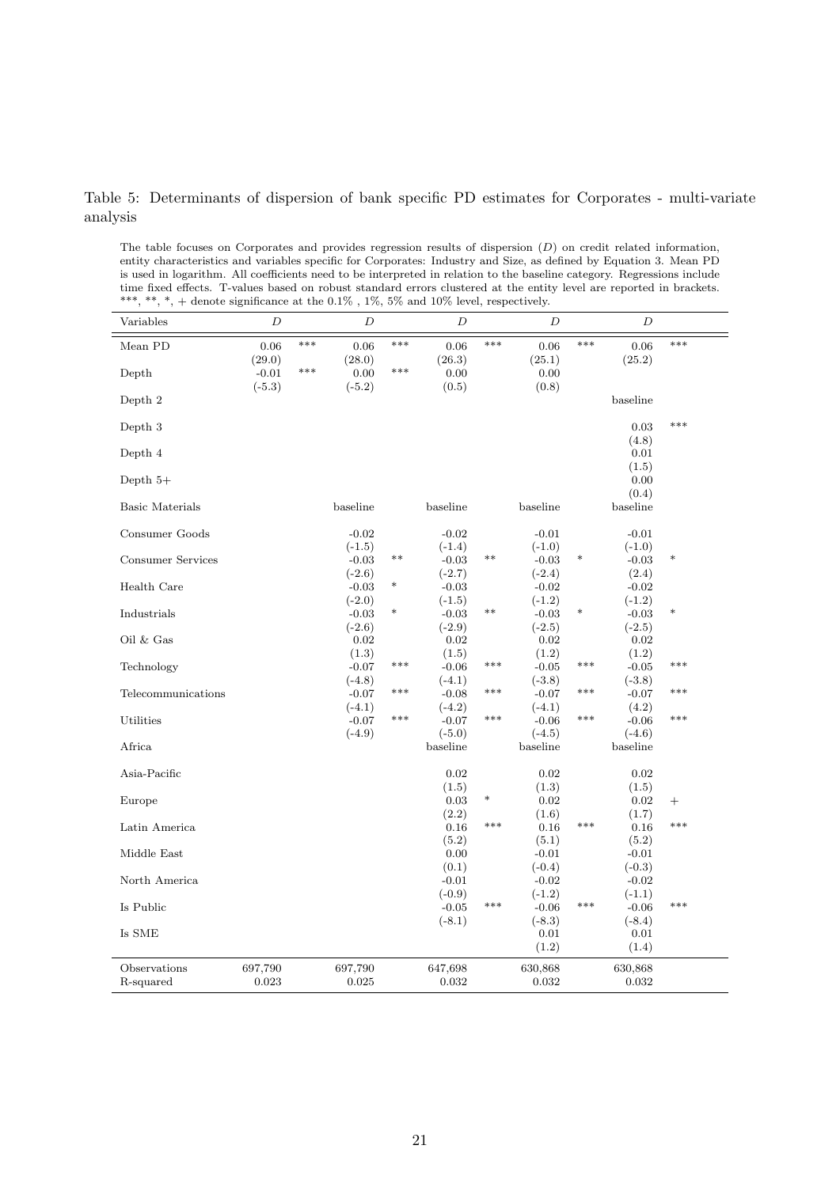Table 5: Determinants of dispersion of bank specific PD estimates for Corporates - multi-variate analysis

The table focuses on Corporates and provides regression results of dispersion ($D$) on credit related information, entity characteristics and variables specific for Corporates: Industry and Size, as defined by Equation 3. Mean PD is used in logarithm. All coefficients need to be interpreted in relation to the baseline category. Regressions include time fixed effects. T-values based on robust standard errors clustered at the entity level are reported in brackets. ***, **, *, + denote significance at the 0.1% , 1%, 5% and 10% level, respectively.

| Variables | $D$ | | $D$ | | $D$ | | $D$ | | $D$ | |
|---|---|---|---|---|---|---|---|---|---|---|
| Mean PD | 0.06 | *** | 0.06 | *** | 0.06 | *** | 0.06 | *** | 0.06 | *** |
| | (29.0) | | (28.0) | | (26.3) | | (25.1) | | (25.2) | |
| Depth | -0.01 | *** | 0.00 | *** | 0.00 | | 0.00 | | | |
| | (-5.3) | | (-5.2) | | (0.5) | | (0.8) | | | |
| Depth 2 | | | | | | | | | baseline | |
| Depth 3 | | | | | | | | | 0.03 | *** |
| | | | | | | | | | (4.8) | |
| Depth 4 | | | | | | | | | 0.01 | |
| | | | | | | | | | (1.5) | |
| Depth 5+ | | | | | | | | | 0.00 | |
| | | | | | | | | | (0.4) | |
| Basic Materials | | | baseline | | baseline | | baseline | | baseline | |
| Consumer Goods | | | -0.02 | | -0.02 | | -0.01 | | -0.01 | |
| | | | (-1.5) | | (-1.4) | | (-1.0) | | (-1.0) | |
| Consumer Services | | | -0.03 | ** | -0.03 | ** | -0.03 | * | -0.03 | * |
| | | | (-2.6) | | (-2.7) | | (-2.4) | | (2.4) | |
| Health Care | | | -0.03 | * | -0.03 | | -0.02 | | -0.02 | |
| | | | (-2.0) | | (-1.5) | | (-1.2) | | (-1.2) | |
| Industrials | | | -0.03 | * | -0.03 | ** | -0.03 | * | -0.03 | * |
| | | | (-2.6) | | (-2.9) | | (-2.5) | | (-2.5) | |
| Oil & Gas | | | 0.02 | | 0.02 | | 0.02 | | 0.02 | |
| | | | (1.3) | | (1.5) | | (1.2) | | (1.2) | |
| Technology | | | -0.07 | *** | -0.06 | *** | -0.05 | *** | -0.05 | *** |
| | | | (-4.8) | | (-4.1) | | (-3.8) | | (-3.8) | |
| Telecommunications | | | -0.07 | *** | -0.08 | *** | -0.07 | *** | -0.07 | *** |
| | | | (-4.1) | | (-4.2) | | (-4.1) | | (4.2) | |
| Utilities | | | -0.07 | *** | -0.07 | *** | -0.06 | *** | -0.06 | *** |
| | | | (-4.9) | | (-5.0) | | (-4.5) | | (-4.6) | |
| Africa | | | | | baseline | | baseline | | baseline | |
| Asia-Pacific | | | | | 0.02 | | 0.02 | | 0.02 | |
| | | | | | (1.5) | | (1.3) | | (1.5) | |
| Europe | | | | | 0.03 | * | 0.02 | | 0.02 | + |
| | | | | | (2.2) | | (1.6) | | (1.7) | |
| Latin America | | | | | 0.16 | *** | 0.16 | *** | 0.16 | *** |
| | | | | | (5.2) | | (5.1) | | (5.2) | |
| Middle East | | | | | 0.00 | | -0.01 | | -0.01 | |
| | | | | | (0.1) | | (-0.4) | | (-0.3) | |
| North America | | | | | -0.01 | | -0.02 | | -0.02 | |
| | | | | | (-0.9) | | (-1.2) | | (-1.1) | |
| Is Public | | | | | -0.05 | *** | -0.06 | *** | -0.06 | *** |
| | | | | | (-8.1) | | (-8.3) | | (-8.4) | |
| Is SME | | | | | | | 0.01 | | 0.01 | |
| | | | | | | | (1.2) | | (1.4) | |
| Observations | 697,790 | | 697,790 | | 647,698 | | 630,868 | | 630,868 | |
| R-squared | 0.023 | | 0.025 | | 0.032 | | 0.032 | | 0.032 | |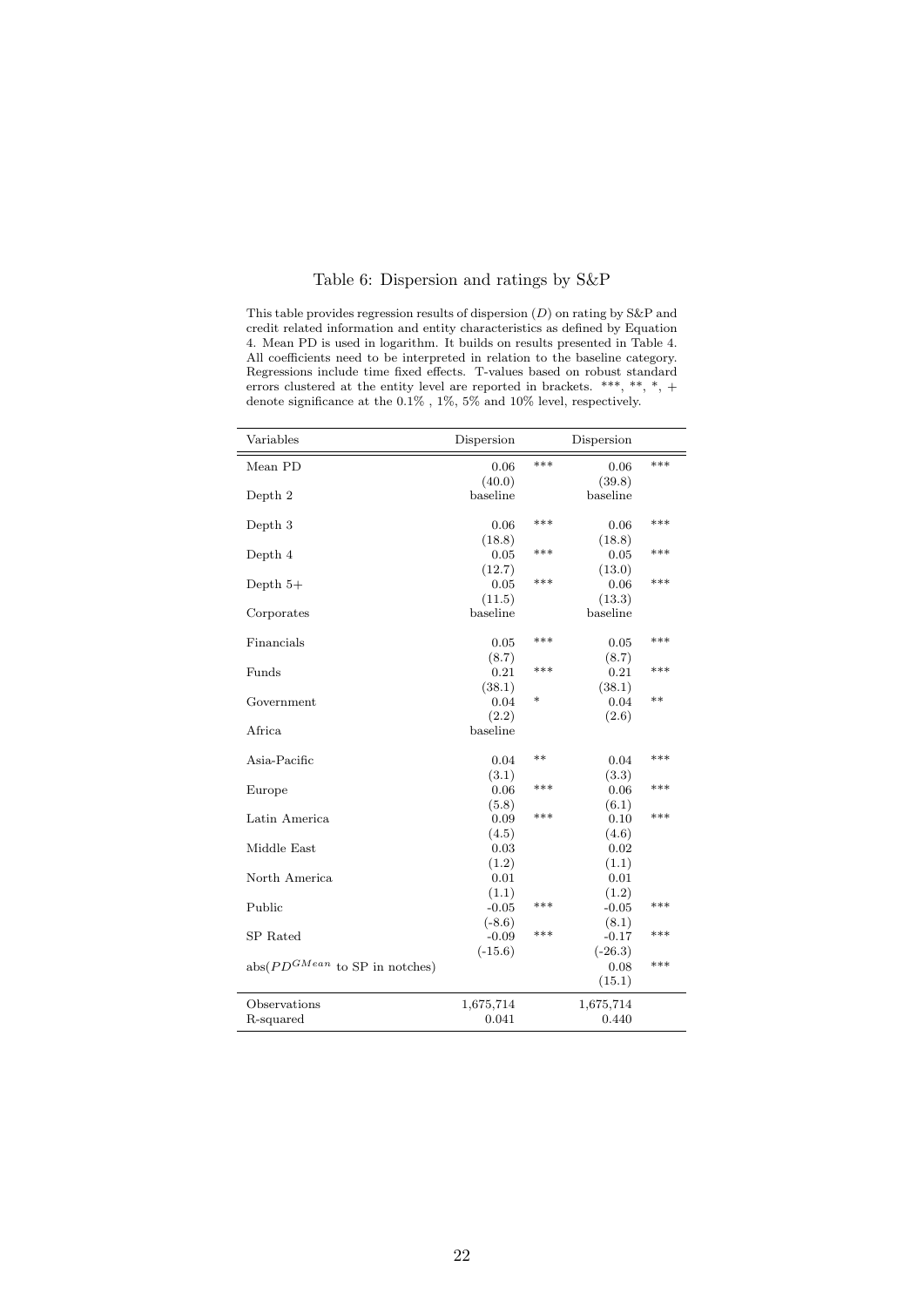Table 6: Dispersion and ratings by S&P

This table provides regression results of dispersion ($D$) on rating by S&P and credit related information and entity characteristics as defined by Equation 4. Mean PD is used in logarithm. It builds on results presented in Table 4. All coefficients need to be interpreted in relation to the baseline category. Regressions include time fixed effects. T-values based on robust standard errors clustered at the entity level are reported in brackets. ***, **, *, + denote significance at the 0.1% , 1%, 5% and 10% level, respectively.

| Variables | Dispersion | | Dispersion | |
|---|---|---|---|---|
| Mean PD | 0.06 | *** | 0.06 | *** |
| | (40.0) | | (39.8) | |
| Depth 2 | baseline | | baseline | |
| Depth 3 | 0.06 | *** | 0.06 | *** |
| | (18.8) | | (18.8) | |
| Depth 4 | 0.05 | *** | 0.05 | *** |
| | (12.7) | | (13.0) | |
| Depth 5+ | 0.05 | *** | 0.06 | *** |
| | (11.5) | | (13.3) | |
| Corporates | baseline | | baseline | |
| Financials | 0.05 | *** | 0.05 | *** |
| | (8.7) | | (8.7) | |
| Funds | 0.21 | *** | 0.21 | *** |
| | (38.1) | | (38.1) | |
| Government | 0.04 | * | 0.04 | ** |
| | (2.2) | | (2.6) | |
| Africa | baseline | | | |
| Asia-Pacific | 0.04 | ** | 0.04 | *** |
| | (3.1) | | (3.3) | |
| Europe | 0.06 | *** | 0.06 | *** |
| | (5.8) | | (6.1) | |
| Latin America | 0.09 | *** | 0.10 | *** |
| | (4.5) | | (4.6) | |
| Middle East | 0.03 | | 0.02 | |
| | (1.2) | | (1.1) | |
| North America | 0.01 | | 0.01 | |
| | (1.1) | | (1.2) | |
| Public | -0.05 | *** | -0.05 | *** |
| | (-8.6) | | (8.1) | |
| SP Rated | -0.09 | *** | -0.17 | *** |
| | (-15.6) | | (-26.3) | |
| abs($PD^{GMean}$ to SP in notches) | | | 0.08 | *** |
| | | | (15.1) | |
| Observations | 1,675,714 | | 1,675,714 | |
| R-squared | 0.041 | | 0.440 | |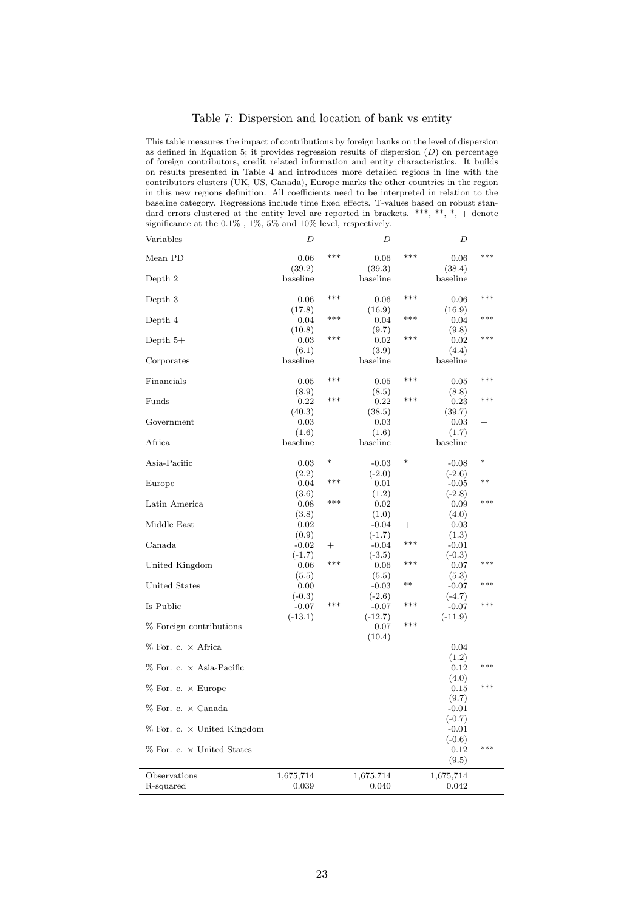# Table 7: Dispersion and location of bank vs entity

This table measures the impact of contributions by foreign banks on the level of dispersion as defined in Equation 5; it provides regression results of dispersion ($D$) on percentage of foreign contributors, credit related information and entity characteristics. It builds on results presented in Table 4 and introduces more detailed regions in line with the contributors clusters (UK, US, Canada), Europe marks the other countries in the region in this new regions definition. All coefficients need to be interpreted in relation to the baseline category. Regressions include time fixed effects. T-values based on robust standard errors clustered at the entity level are reported in brackets. \*\*\*, \*\*, \*, + denote significance at the 0.1% , 1%, 5% and 10% level, respectively.

| Variables | $D$ | | $D$ | | $D$ | |
|---|---|---|---|---|---|---|
| Mean PD | 0.06 | *** | 0.06 | *** | 0.06 | *** |
| | (39.2) | | (39.3) | | (38.4) | |
| Depth 2 | baseline | | baseline | | baseline | |
| Depth 3 | 0.06 | *** | 0.06 | *** | 0.06 | *** |
| | (17.8) | | (16.9) | | (16.9) | |
| Depth 4 | 0.04 | *** | 0.04 | *** | 0.04 | *** |
| | (10.8) | | (9.7) | | (9.8) | |
| Depth 5+ | 0.03 | *** | 0.02 | *** | 0.02 | *** |
| | (6.1) | | (3.9) | | (4.4) | |
| Corporates | baseline | | baseline | | baseline | |
| Financials | 0.05 | *** | 0.05 | *** | 0.05 | *** |
| | (8.9) | | (8.5) | | (8.8) | |
| Funds | 0.22 | *** | 0.22 | *** | 0.23 | *** |
| | (40.3) | | (38.5) | | (39.7) | |
| Government | 0.03 | | 0.03 | | 0.03 | + |
| | (1.6) | | (1.6) | | (1.7) | |
| Africa | baseline | | baseline | | baseline | |
| Asia-Pacific | 0.03 | * | -0.03 | * | -0.08 | * |
| | (2.2) | | (-2.0) | | (-2.6) | |
| Europe | 0.04 | *** | 0.01 | | -0.05 | ** |
| | (3.6) | | (1.2) | | (-2.8) | |
| Latin America | 0.08 | *** | 0.02 | | 0.09 | *** |
| | (3.8) | | (1.0) | | (4.0) | |
| Middle East | 0.02 | | -0.04 | + | 0.03 | |
| | (0.9) | | (-1.7) | | (1.3) | |
| Canada | -0.02 | + | -0.04 | *** | -0.01 | |
| | (-1.7) | | (-3.5) | | (-0.3) | |
| United Kingdom | 0.06 | *** | 0.06 | *** | 0.07 | *** |
| | (5.5) | | (5.5) | | (5.3) | |
| United States | 0.00 | | -0.03 | ** | -0.07 | *** |
| | (-0.3) | | (-2.6) | | (-4.7) | |
| Is Public | -0.07 | *** | -0.07 | *** | -0.07 | *** |
| | (-13.1) | | (-12.7) | | (-11.9) | |
| % Foreign contributions | | | 0.07 | *** | | |
| | | | (10.4) | | | |
| % For. c. × Africa | | | | | 0.04 | |
| | | | | | (1.2) | |
| % For. c. × Asia-Pacific | | | | | 0.12 | *** |
| | | | | | (4.0) | |
| % For. c. × Europe | | | | | 0.15 | *** |
| | | | | | (9.7) | |
| % For. c. × Canada | | | | | -0.01 | |
| | | | | | (-0.7) | |
| % For. c. × United Kingdom | | | | | -0.01 | |
| | | | | | (-0.6) | |
| % For. c. × United States | | | | | 0.12 | *** |
| | | | | | (9.5) | |
| Observations | 1,675,714 | | 1,675,714 | | 1,675,714 | |
| R-squared | 0.039 | | 0.040 | | 0.042 | |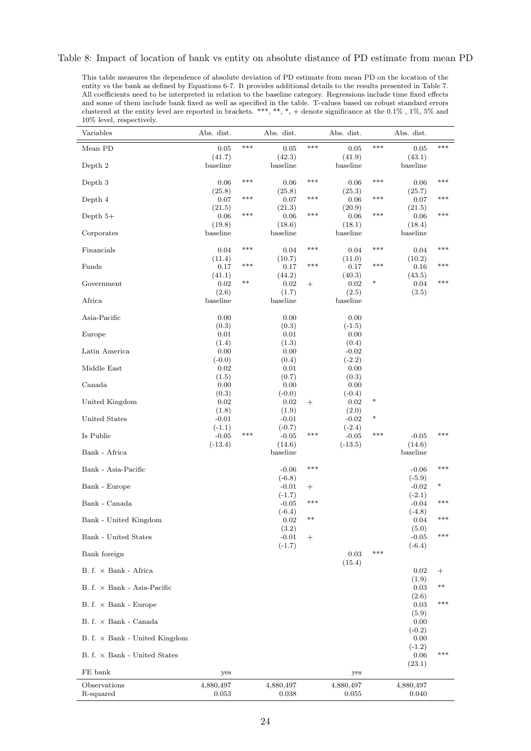Table 8: Impact of location of bank vs entity on absolute distance of PD estimate from mean PD

This table measures the dependence of absolute deviation of PD estimate from mean PD on the location of the entity vs the bank as defined by Equations 6-7. It provides additional details to the results presented in Table 7. All coefficients need to be interpreted in relation to the baseline category. Regressions include time fixed effects and some of them include bank fixed as well as specified in the table. T-values based on robust standard errors clustered at the entity level are reported in brackets. \*\*\*, \*\*, \*, + denote significance at the 0.1% , 1%, 5% and 10% level, respectively.

| Variables | Abs. dist. | | Abs. dist. | | Abs. dist. | | Abs. dist. | |
|---|---|---|---|---|---|---|---|---|
| Mean PD | 0.05 | \*\*\* | 0.05 | \*\*\* | 0.05 | \*\*\* | 0.05 | \*\*\* |
| | (41.7) | | (42.3) | | (41.9) | | (43.1) | |
| Depth 2 | baseline | | baseline | | baseline | | baseline | |
| Depth 3 | 0.06 | \*\*\* | 0.06 | \*\*\* | 0.06 | \*\*\* | 0.06 | \*\*\* |
| | (25.8) | | (25.8) | | (25.3) | | (25.7) | |
| Depth 4 | 0.07 | \*\*\* | 0.07 | \*\*\* | 0.06 | \*\*\* | 0.07 | \*\*\* |
| | (21.5) | | (21.3) | | (20.9) | | (21.5) | |
| Depth 5+ | 0.06 | \*\*\* | 0.06 | \*\*\* | 0.06 | \*\*\* | 0.06 | \*\*\* |
| | (19.8) | | (18.6) | | (18.1) | | (18.4) | |
| Corporates | baseline | | baseline | | baseline | | baseline | |
| Financials | 0.04 | \*\*\* | 0.04 | \*\*\* | 0.04 | \*\*\* | 0.04 | \*\*\* |
| | (11.4) | | (10.7) | | (11.0) | | (10.2) | |
| Funds | 0.17 | \*\*\* | 0.17 | \*\*\* | 0.17 | \*\*\* | 0.16 | \*\*\* |
| | (41.1) | | (44.2) | | (40.3) | | (43.5) | |
| Government | 0.02 | \*\* | 0.02 | + | 0.02 | \* | 0.04 | \*\*\* |
| | (2.6) | | (1.7) | | (2.5) | | (3.5) | |
| Africa | baseline | | baseline | | baseline | | | |
| Asia-Pacific | 0.00 | | 0.00 | | 0.00 | | | |
| | (0.3) | | (0.3) | | (-1.5) | | | |
| Europe | 0.01 | | 0.01 | | 0.00 | | | |
| | (1.4) | | (1.3) | | (0.4) | | | |
| Latin America | 0.00 | | 0.00 | | -0.02 | | | |
| | (-0.0) | | (0.4) | | (-2.2) | | | |
| Middle East | 0.02 | | 0.01 | | 0.00 | | | |
| | (1.5) | | (0.7) | | (0.3) | | | |
| Canada | 0.00 | | 0.00 | | 0.00 | | | |
| | (0.3) | | (-0.0) | | (-0.4) | | | |
| United Kingdom | 0.02 | | 0.02 | + | 0.02 | \* | | |
| | (1.8) | | (1.9) | | (2.0) | | | |
| United States | -0.01 | | -0.01 | | -0.02 | \* | | |
| | (-1.1) | | (-0.7) | | (-2.4) | | | |
| Is Public | -0.05 | \*\*\* | -0.05 | \*\*\* | -0.05 | \*\*\* | -0.05 | \*\*\* |
| | (-13.4) | | (14.6) | | (-13.5) | | (14.6) | |
| Bank - Africa | | | baseline | | | | baseline | |
| Bank - Asia-Pacific | | | -0.06 | \*\*\* | | | -0.06 | \*\*\* |
| | | | (-6.8) | | | | (-5.9) | |
| Bank - Europe | | | -0.01 | + | | | -0.02 | \* |
| | | | (-1.7) | | | | (-2.1) | |
| Bank - Canada | | | -0.05 | \*\*\* | | | -0.04 | \*\*\* |
| | | | (-6.4) | | | | (-4.8) | |
| Bank - United Kingdom | | | 0.02 | \*\* | | | 0.04 | \*\*\* |
| | | | (3.2) | | | | (5.0) | |
| Bank - United States | | | -0.01 | + | | | -0.05 | \*\*\* |
| | | | (-1.7) | | | | (-6.4) | |
| Bank foreign | | | | | 0.03 | \*\*\* | | |
| | | | | | (15.4) | | | |
| B. f. × Bank - Africa | | | | | | | 0.02 | + |
| | | | | | | | (1.9) | |
| B. f. × Bank - Asia-Pacific | | | | | | | 0.03 | \*\* |
| | | | | | | | (2.6) | |
| B. f. × Bank - Europe | | | | | | | 0.03 | \*\*\* |
| | | | | | | | (5.9) | |
| B. f. × Bank - Canada | | | | | | | 0.00 | |
| | | | | | | | (-0.2) | |
| B. f. × Bank - United Kingdom | | | | | | | 0.00 | |
| | | | | | | | (-1.2) | |
| B. f. × Bank - United States | | | | | | | 0.06 | \*\*\* |
| | | | | | | | (23.1) | |
| FE bank | yes | | | | yes | | | |
| Observations | 4,880,497 | | 4,880,497 | | 4,880,497 | | 4,880,497 | |
| R-squared | 0.053 | | 0.038 | | 0.055 | | 0.040 | |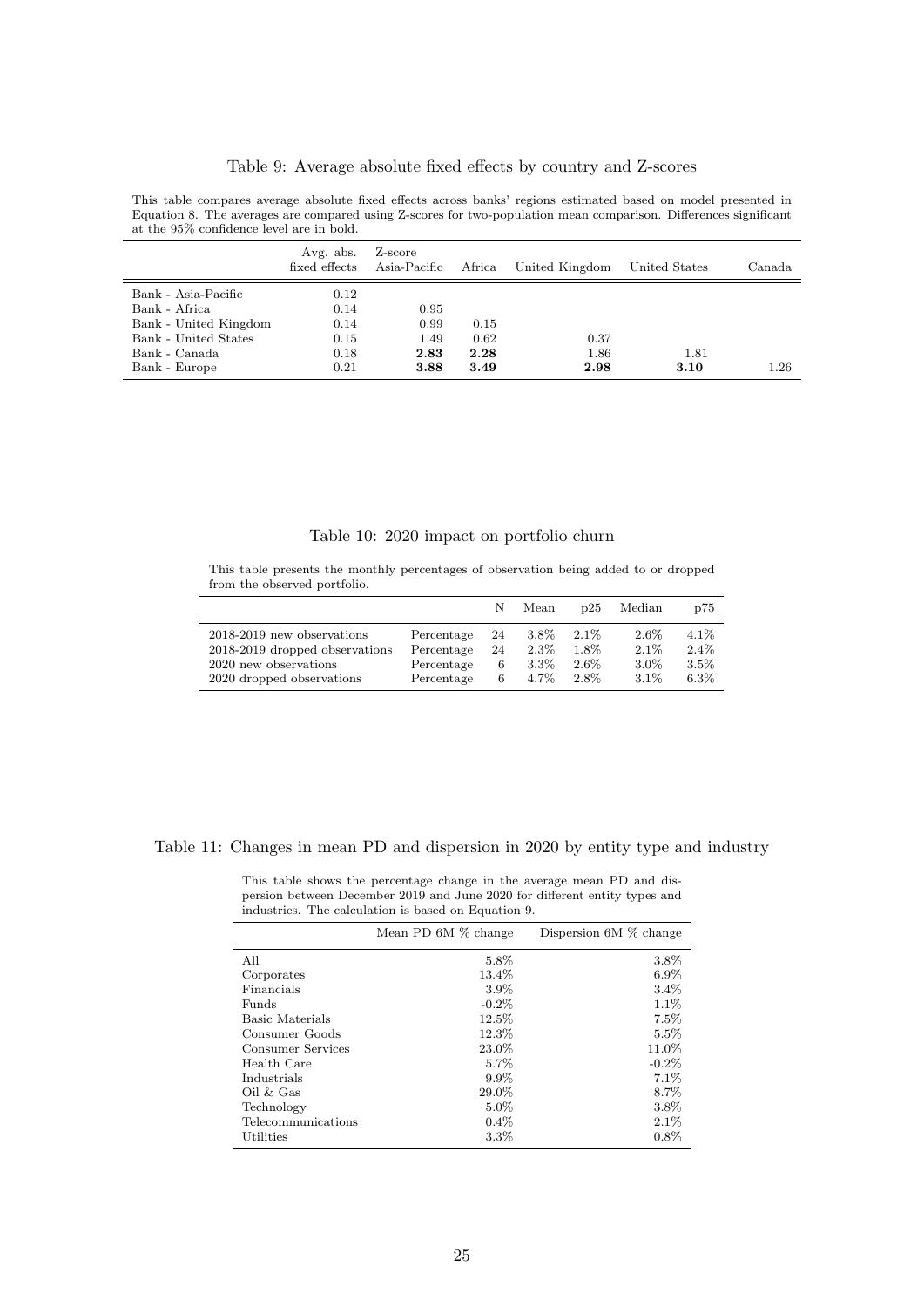Table 9: Average absolute fixed effects by country and Z-scores

This table compares average absolute fixed effects across banks' regions estimated based on model presented in Equation 8. The averages are compared using Z-scores for two-population mean comparison. Differences significant at the 95% confidence level are in bold.

| | Avg. abs. fixed effects | Z-score Asia-Pacific | Africa | United Kingdom | United States | Canada |
|---|---|---|---|---|---|---|
| Bank - Asia-Pacific | 0.12 | | | | | |
| Bank - Africa | 0.14 | 0.95 | | | | |
| Bank - United Kingdom | 0.14 | 0.99 | 0.15 | | | |
| Bank - United States | 0.15 | 1.49 | 0.62 | 0.37 | | |
| Bank - Canada | 0.18 | **2.83** | **2.28** | 1.86 | 1.81 | |
| Bank - Europe | 0.21 | **3.88** | **3.49** | **2.98** | **3.10** | 1.26 |

Table 10: 2020 impact on portfolio churn

This table presents the monthly percentages of observation being added to or dropped from the observed portfolio.

| | | N | Mean | p25 | Median | p75 |
|---|---|---|---|---|---|---|
| 2018-2019 new observations | Percentage | 24 | 3.8% | 2.1% | 2.6% | 4.1% |
| 2018-2019 dropped observations | Percentage | 24 | 2.3% | 1.8% | 2.1% | 2.4% |
| 2020 new observations | Percentage | 6 | 3.3% | 2.6% | 3.0% | 3.5% |
| 2020 dropped observations | Percentage | 6 | 4.7% | 2.8% | 3.1% | 6.3% |

Table 11: Changes in mean PD and dispersion in 2020 by entity type and industry

This table shows the percentage change in the average mean PD and dispersion between December 2019 and June 2020 for different entity types and industries. The calculation is based on Equation 9.

| | Mean PD 6M % change | Dispersion 6M % change |
|---|---|---|
| All | 5.8% | 3.8% |
| Corporates | 13.4% | 6.9% |
| Financials | 3.9% | 3.4% |
| Funds | -0.2% | 1.1% |
| Basic Materials | 12.5% | 7.5% |
| Consumer Goods | 12.3% | 5.5% |
| Consumer Services | 23.0% | 11.0% |
| Health Care | 5.7% | -0.2% |
| Industrials | 9.9% | 7.1% |
| Oil & Gas | 29.0% | 8.7% |
| Technology | 5.0% | 3.8% |
| Telecommunications | 0.4% | 2.1% |
| Utilities | 3.3% | 0.8% |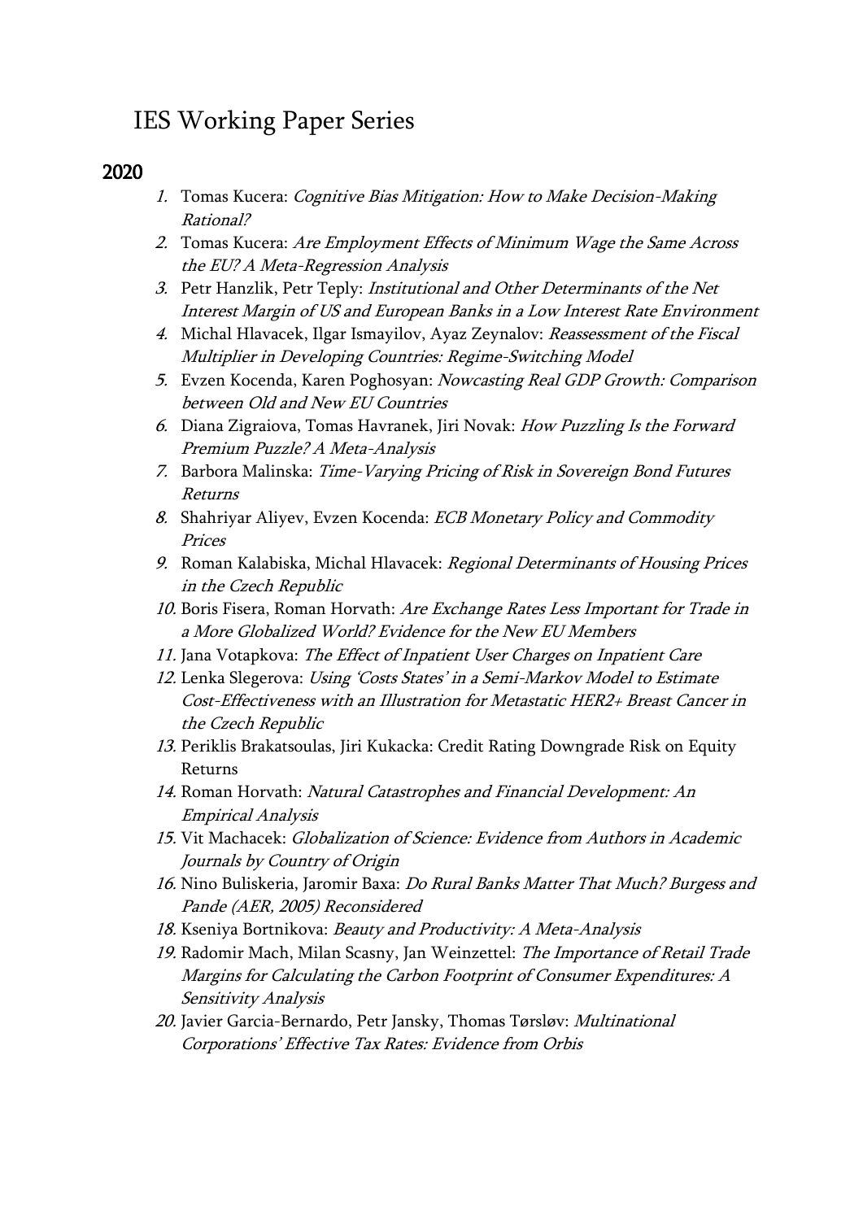# IES Working Paper Series

## 2020

1. Tomas Kucera: *Cognitive Bias Mitigation: How to Make Decision-Making Rational?*
2. Tomas Kucera: *Are Employment Effects of Minimum Wage the Same Across the EU? A Meta-Regression Analysis*
3. Petr Hanzlik, Petr Teply: *Institutional and Other Determinants of the Net Interest Margin of US and European Banks in a Low Interest Rate Environment*
4. Michal Hlavacek, Ilgar Ismayilov, Ayaz Zeynalov: *Reassessment of the Fiscal Multiplier in Developing Countries: Regime-Switching Model*
5. Evzen Kocenda, Karen Poghosyan: *Nowcasting Real GDP Growth: Comparison between Old and New EU Countries*
6. Diana Zigraiova, Tomas Havranek, Jiri Novak: *How Puzzling Is the Forward Premium Puzzle? A Meta-Analysis*
7. Barbora Malinska: *Time-Varying Pricing of Risk in Sovereign Bond Futures Returns*
8. Shahriyar Aliyev, Evzen Kocenda: *ECB Monetary Policy and Commodity Prices*
9. Roman Kalabiska, Michal Hlavacek: *Regional Determinants of Housing Prices in the Czech Republic*
10. Boris Fisera, Roman Horvath: *Are Exchange Rates Less Important for Trade in a More Globalized World? Evidence for the New EU Members*
11. Jana Votapkova: *The Effect of Inpatient User Charges on Inpatient Care*
12. Lenka Slegerova: *Using 'Costs States' in a Semi-Markov Model to Estimate Cost-Effectiveness with an Illustration for Metastatic HER2+ Breast Cancer in the Czech Republic*
13. Periklis Brakatsoulas, Jiri Kukacka: Credit Rating Downgrade Risk on Equity Returns
14. Roman Horvath: *Natural Catastrophes and Financial Development: An Empirical Analysis*
15. Vit Machacek: *Globalization of Science: Evidence from Authors in Academic Journals by Country of Origin*
16. Nino Buliskeria, Jaromir Baxa: *Do Rural Banks Matter That Much? Burgess and Pande (AER, 2005) Reconsidered*

18. Kseniya Bortnikova: *Beauty and Productivity: A Meta-Analysis*
19. Radomir Mach, Milan Scasny, Jan Weinzettel: *The Importance of Retail Trade Margins for Calculating the Carbon Footprint of Consumer Expenditures: A Sensitivity Analysis*
20. Javier Garcia-Bernardo, Petr Jansky, Thomas Tørsløv: *Multinational Corporations' Effective Tax Rates: Evidence from Orbis*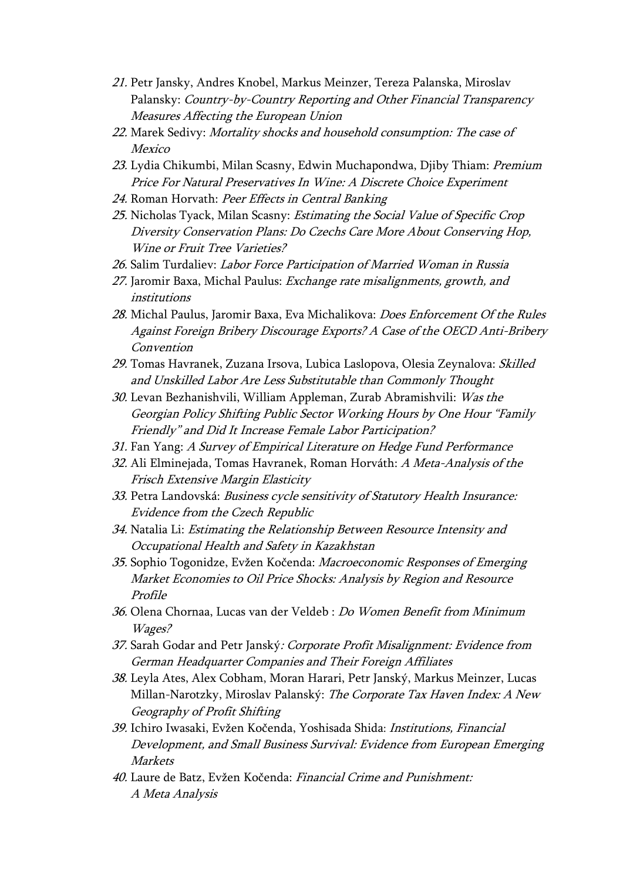21. Petr Jansky, Andres Knobel, Markus Meinzer, Tereza Palanska, Miroslav Palansky: *Country-by-Country Reporting and Other Financial Transparency Measures Affecting the European Union*
22. Marek Sedivy: *Mortality shocks and household consumption: The case of Mexico*
23. Lydia Chikumbi, Milan Scasny, Edwin Muchapondwa, Djiby Thiam: *Premium Price For Natural Preservatives In Wine: A Discrete Choice Experiment*
24. Roman Horvath: *Peer Effects in Central Banking*
25. Nicholas Tyack, Milan Scasny: *Estimating the Social Value of Specific Crop Diversity Conservation Plans: Do Czechs Care More About Conserving Hop, Wine or Fruit Tree Varieties?*
26. Salim Turdaliev: *Labor Force Participation of Married Woman in Russia*
27. Jaromir Baxa, Michal Paulus: *Exchange rate misalignments, growth, and institutions*
28. Michal Paulus, Jaromir Baxa, Eva Michalikova: *Does Enforcement Of the Rules Against Foreign Bribery Discourage Exports? A Case of the OECD Anti-Bribery Convention*
29. Tomas Havranek, Zuzana Irsova, Lubica Laslopova, Olesia Zeynalova: *Skilled and Unskilled Labor Are Less Substitutable than Commonly Thought*
30. Levan Bezhanishvili, William Appleman, Zurab Abramishvili: *Was the Georgian Policy Shifting Public Sector Working Hours by One Hour "Family Friendly" and Did It Increase Female Labor Participation?*
31. Fan Yang: *A Survey of Empirical Literature on Hedge Fund Performance*
32. Ali Elminejada, Tomas Havranek, Roman Horváth: *A Meta-Analysis of the Frisch Extensive Margin Elasticity*
33. Petra Landovská: *Business cycle sensitivity of Statutory Health Insurance: Evidence from the Czech Republic*
34. Natalia Li: *Estimating the Relationship Between Resource Intensity and Occupational Health and Safety in Kazakhstan*
35. Sophio Togonidze, Evžen Kočenda: *Macroeconomic Responses of Emerging Market Economies to Oil Price Shocks: Analysis by Region and Resource Profile*
36. Olena Chornaa, Lucas van der Veldeb : *Do Women Benefit from Minimum Wages?*
37. Sarah Godar and Petr Janský*: Corporate Profit Misalignment: Evidence from German Headquarter Companies and Their Foreign Affiliates*
38. Leyla Ates, Alex Cobham, Moran Harari, Petr Janský, Markus Meinzer, Lucas Millan-Narotzky, Miroslav Palanský: *The Corporate Tax Haven Index: A New Geography of Profit Shifting*
39. Ichiro Iwasaki, Evžen Kočenda, Yoshisada Shida: *Institutions, Financial Development, and Small Business Survival: Evidence from European Emerging Markets*
40. Laure de Batz, Evžen Kočenda: *Financial Crime and Punishment: A Meta Analysis*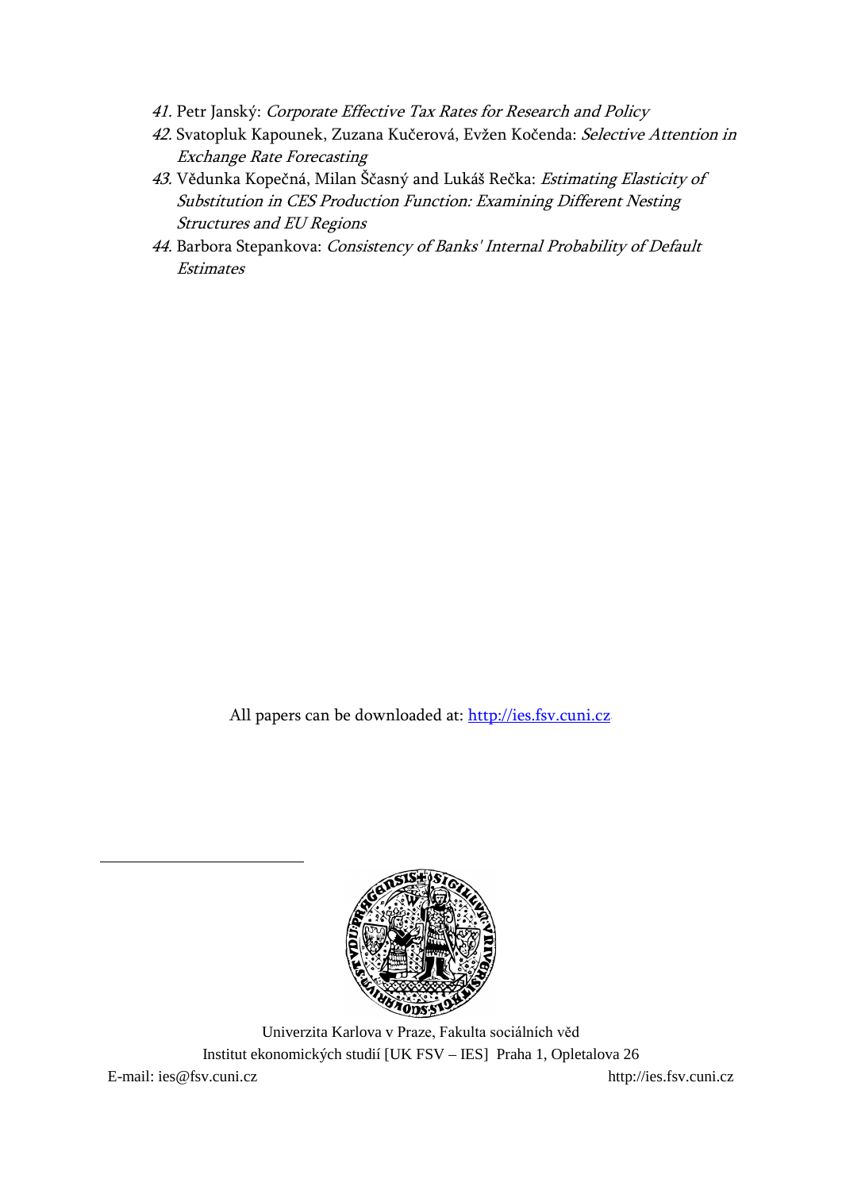41. Petr Janský: *Corporate Effective Tax Rates for Research and Policy*
42. Svatopluk Kapounek, Zuzana Kučerová, Evžen Kočenda: *Selective Attention in Exchange Rate Forecasting*
43. Vědunka Kopečná, Milan Ščasný and Lukáš Rečka: *Estimating Elasticity of Substitution in CES Production Function: Examining Different Nesting Structures and EU Regions*
44. Barbora Stepankova: *Consistency of Banks' Internal Probability of Default Estimates*

All papers can be downloaded at: http://ies.fsv.cuni.cz

Univerzita Karlova v Praze, Fakulta sociálních věd

Institut ekonomických studií [UK FSV – IES] Praha 1, Opletalova 26

E-mail: ies@fsv.cuni.cz http://ies.fsv.cuni.cz